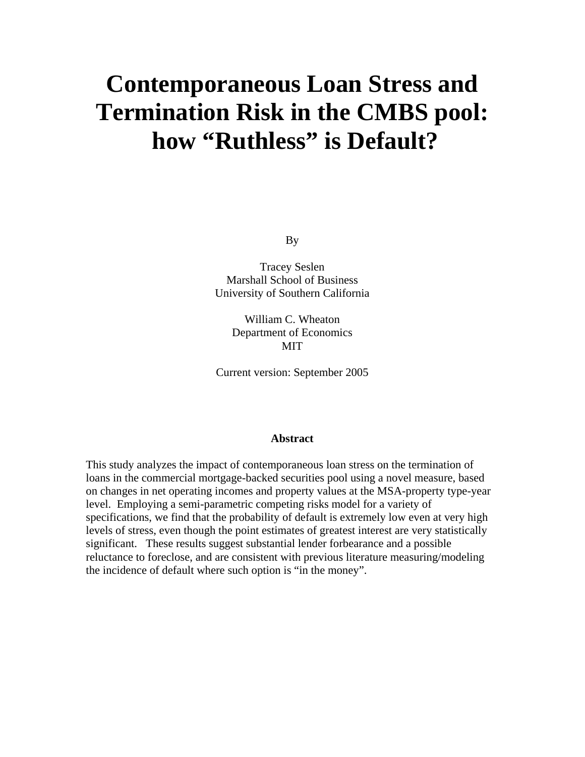# Contemporaneous Loan Stress and Termination Risk in the CMBS pool: how "Ruthless" is Default?

By

Tracey Seslen
Marshall School of Business
University of Southern California

William C. Wheaton
Department of Economics
MIT

Current version: September 2005

**Abstract**

This study analyzes the impact of contemporaneous loan stress on the termination of loans in the commercial mortgage-backed securities pool using a novel measure, based on changes in net operating incomes and property values at the MSA-property type-year level. Employing a semi-parametric competing risks model for a variety of specifications, we find that the probability of default is extremely low even at very high levels of stress, even though the point estimates of greatest interest are very statistically significant. These results suggest substantial lender forbearance and a possible reluctance to foreclose, and are consistent with previous literature measuring/modeling the incidence of default where such option is "in the money".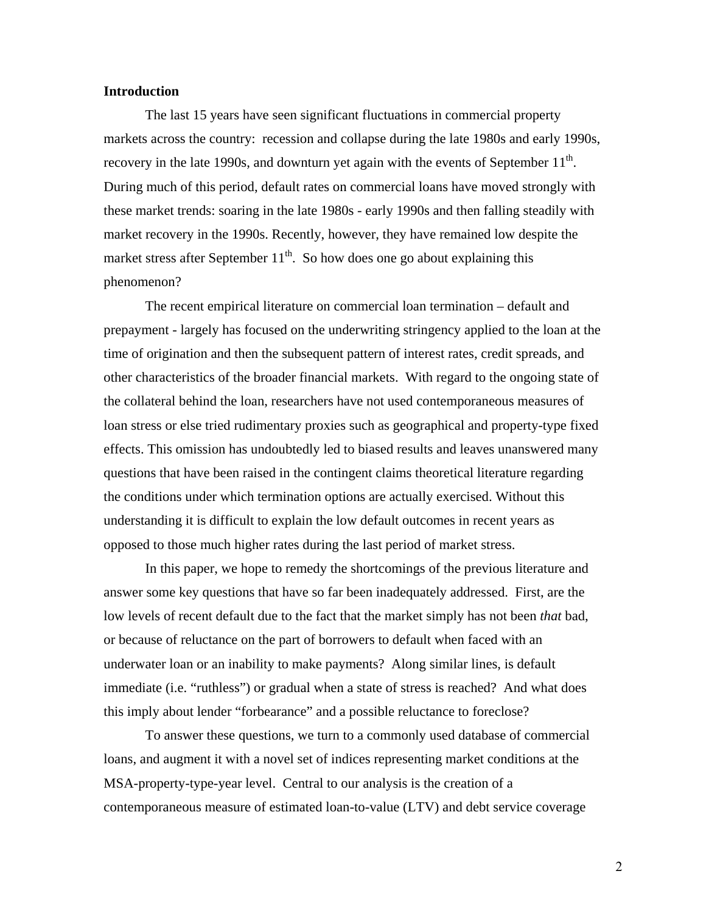**Introduction**

The last 15 years have seen significant fluctuations in commercial property markets across the country: recession and collapse during the late 1980s and early 1990s, recovery in the late 1990s, and downturn yet again with the events of September 11th. During much of this period, default rates on commercial loans have moved strongly with these market trends: soaring in the late 1980s - early 1990s and then falling steadily with market recovery in the 1990s. Recently, however, they have remained low despite the market stress after September 11th. So how does one go about explaining this phenomenon?

The recent empirical literature on commercial loan termination – default and prepayment - largely has focused on the underwriting stringency applied to the loan at the time of origination and then the subsequent pattern of interest rates, credit spreads, and other characteristics of the broader financial markets. With regard to the ongoing state of the collateral behind the loan, researchers have not used contemporaneous measures of loan stress or else tried rudimentary proxies such as geographical and property-type fixed effects. This omission has undoubtedly led to biased results and leaves unanswered many questions that have been raised in the contingent claims theoretical literature regarding the conditions under which termination options are actually exercised. Without this understanding it is difficult to explain the low default outcomes in recent years as opposed to those much higher rates during the last period of market stress.

In this paper, we hope to remedy the shortcomings of the previous literature and answer some key questions that have so far been inadequately addressed. First, are the low levels of recent default due to the fact that the market simply has not been *that* bad, or because of reluctance on the part of borrowers to default when faced with an underwater loan or an inability to make payments? Along similar lines, is default immediate (i.e. "ruthless") or gradual when a state of stress is reached? And what does this imply about lender "forbearance" and a possible reluctance to foreclose?

To answer these questions, we turn to a commonly used database of commercial loans, and augment it with a novel set of indices representing market conditions at the MSA-property-type-year level. Central to our analysis is the creation of a contemporaneous measure of estimated loan-to-value (LTV) and debt service coverage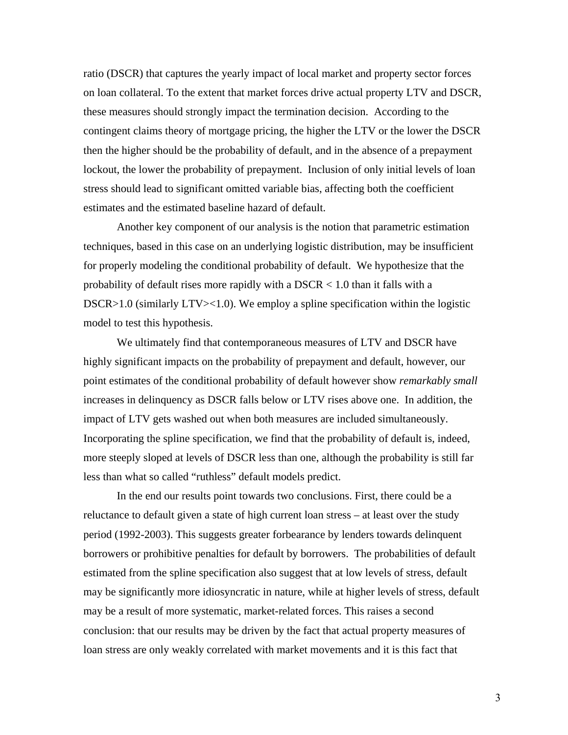ratio (DSCR) that captures the yearly impact of local market and property sector forces on loan collateral. To the extent that market forces drive actual property LTV and DSCR, these measures should strongly impact the termination decision. According to the contingent claims theory of mortgage pricing, the higher the LTV or the lower the DSCR then the higher should be the probability of default, and in the absence of a prepayment lockout, the lower the probability of prepayment. Inclusion of only initial levels of loan stress should lead to significant omitted variable bias, affecting both the coefficient estimates and the estimated baseline hazard of default.

Another key component of our analysis is the notion that parametric estimation techniques, based in this case on an underlying logistic distribution, may be insufficient for properly modeling the conditional probability of default. We hypothesize that the probability of default rises more rapidly with a DSCR < 1.0 than it falls with a DSCR>1.0 (similarly LTV><1.0). We employ a spline specification within the logistic model to test this hypothesis.

We ultimately find that contemporaneous measures of LTV and DSCR have highly significant impacts on the probability of prepayment and default, however, our point estimates of the conditional probability of default however show *remarkably small* increases in delinquency as DSCR falls below or LTV rises above one. In addition, the impact of LTV gets washed out when both measures are included simultaneously. Incorporating the spline specification, we find that the probability of default is, indeed, more steeply sloped at levels of DSCR less than one, although the probability is still far less than what so called "ruthless" default models predict.

In the end our results point towards two conclusions. First, there could be a reluctance to default given a state of high current loan stress – at least over the study period (1992-2003). This suggests greater forbearance by lenders towards delinquent borrowers or prohibitive penalties for default by borrowers. The probabilities of default estimated from the spline specification also suggest that at low levels of stress, default may be significantly more idiosyncratic in nature, while at higher levels of stress, default may be a result of more systematic, market-related forces. This raises a second conclusion: that our results may be driven by the fact that actual property measures of loan stress are only weakly correlated with market movements and it is this fact that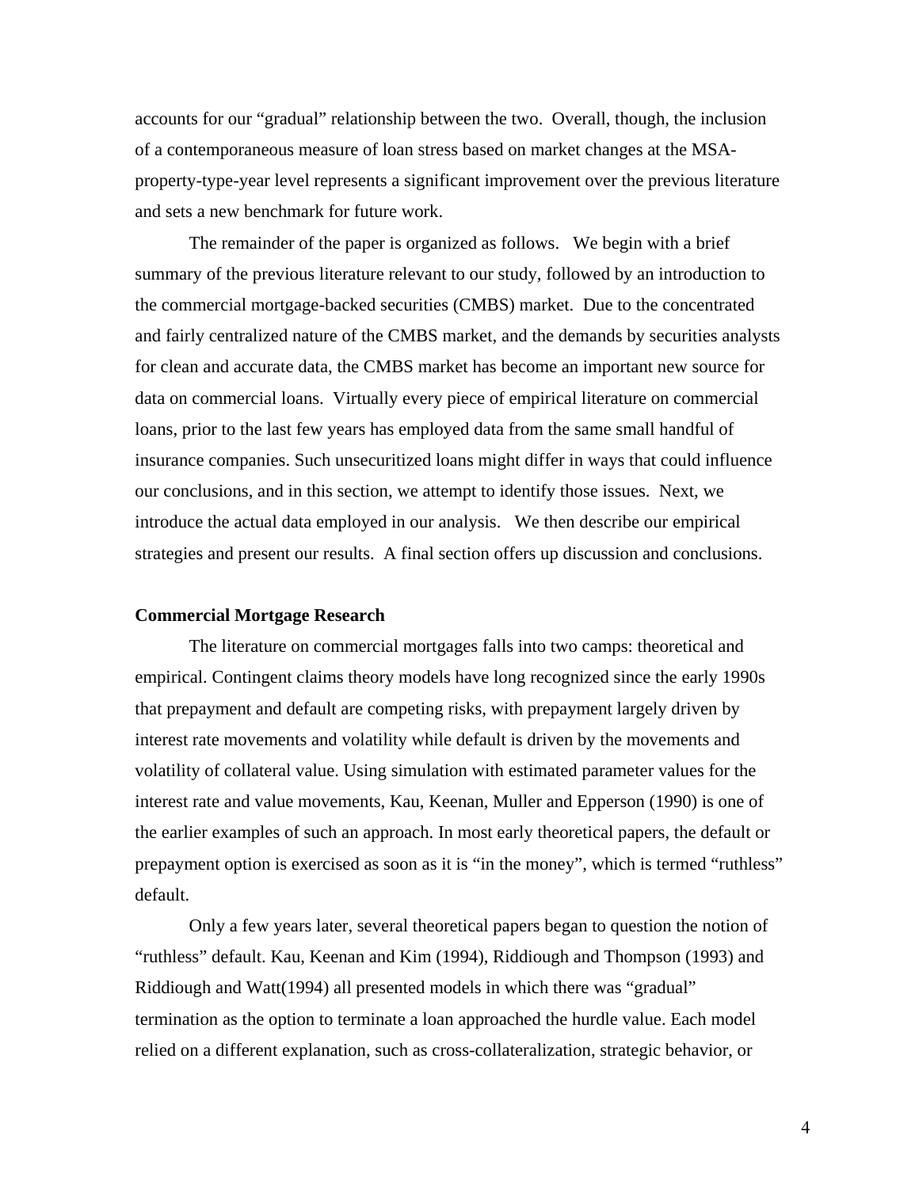accounts for our "gradual" relationship between the two. Overall, though, the inclusion of a contemporaneous measure of loan stress based on market changes at the MSA-property-type-year level represents a significant improvement over the previous literature and sets a new benchmark for future work.

The remainder of the paper is organized as follows. We begin with a brief summary of the previous literature relevant to our study, followed by an introduction to the commercial mortgage-backed securities (CMBS) market. Due to the concentrated and fairly centralized nature of the CMBS market, and the demands by securities analysts for clean and accurate data, the CMBS market has become an important new source for data on commercial loans. Virtually every piece of empirical literature on commercial loans, prior to the last few years has employed data from the same small handful of insurance companies. Such unsecuritized loans might differ in ways that could influence our conclusions, and in this section, we attempt to identify those issues. Next, we introduce the actual data employed in our analysis. We then describe our empirical strategies and present our results. A final section offers up discussion and conclusions.

**Commercial Mortgage Research**

The literature on commercial mortgages falls into two camps: theoretical and empirical. Contingent claims theory models have long recognized since the early 1990s that prepayment and default are competing risks, with prepayment largely driven by interest rate movements and volatility while default is driven by the movements and volatility of collateral value. Using simulation with estimated parameter values for the interest rate and value movements, Kau, Keenan, Muller and Epperson (1990) is one of the earlier examples of such an approach. In most early theoretical papers, the default or prepayment option is exercised as soon as it is "in the money", which is termed "ruthless" default.

Only a few years later, several theoretical papers began to question the notion of "ruthless" default. Kau, Keenan and Kim (1994), Riddiough and Thompson (1993) and Riddiough and Watt(1994) all presented models in which there was "gradual" termination as the option to terminate a loan approached the hurdle value. Each model relied on a different explanation, such as cross-collateralization, strategic behavior, or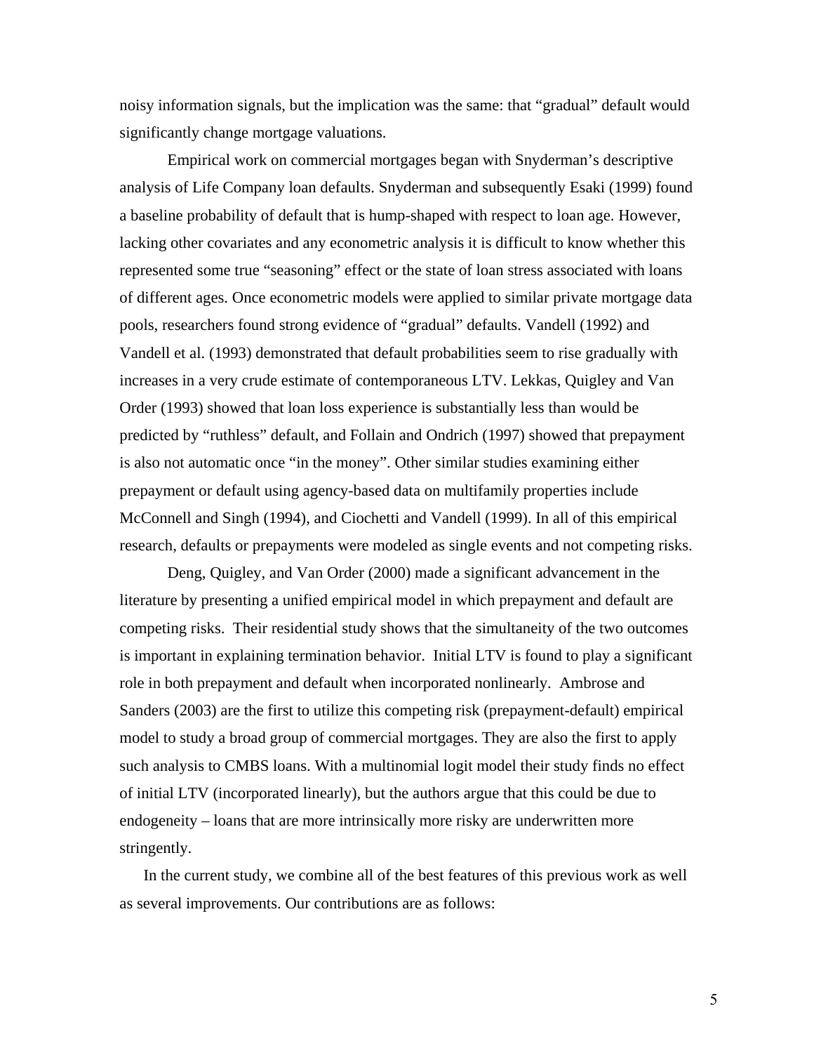noisy information signals, but the implication was the same: that "gradual" default would significantly change mortgage valuations.

Empirical work on commercial mortgages began with Snyderman's descriptive analysis of Life Company loan defaults. Snyderman and subsequently Esaki (1999) found a baseline probability of default that is hump-shaped with respect to loan age. However, lacking other covariates and any econometric analysis it is difficult to know whether this represented some true "seasoning" effect or the state of loan stress associated with loans of different ages. Once econometric models were applied to similar private mortgage data pools, researchers found strong evidence of "gradual" defaults. Vandell (1992) and Vandell et al. (1993) demonstrated that default probabilities seem to rise gradually with increases in a very crude estimate of contemporaneous LTV. Lekkas, Quigley and Van Order (1993) showed that loan loss experience is substantially less than would be predicted by "ruthless" default, and Follain and Ondrich (1997) showed that prepayment is also not automatic once "in the money". Other similar studies examining either prepayment or default using agency-based data on multifamily properties include McConnell and Singh (1994), and Ciochetti and Vandell (1999). In all of this empirical research, defaults or prepayments were modeled as single events and not competing risks.

Deng, Quigley, and Van Order (2000) made a significant advancement in the literature by presenting a unified empirical model in which prepayment and default are competing risks. Their residential study shows that the simultaneity of the two outcomes is important in explaining termination behavior. Initial LTV is found to play a significant role in both prepayment and default when incorporated nonlinearly. Ambrose and Sanders (2003) are the first to utilize this competing risk (prepayment-default) empirical model to study a broad group of commercial mortgages. They are also the first to apply such analysis to CMBS loans. With a multinomial logit model their study finds no effect of initial LTV (incorporated linearly), but the authors argue that this could be due to endogeneity – loans that are more intrinsically more risky are underwritten more stringently.

In the current study, we combine all of the best features of this previous work as well as several improvements. Our contributions are as follows: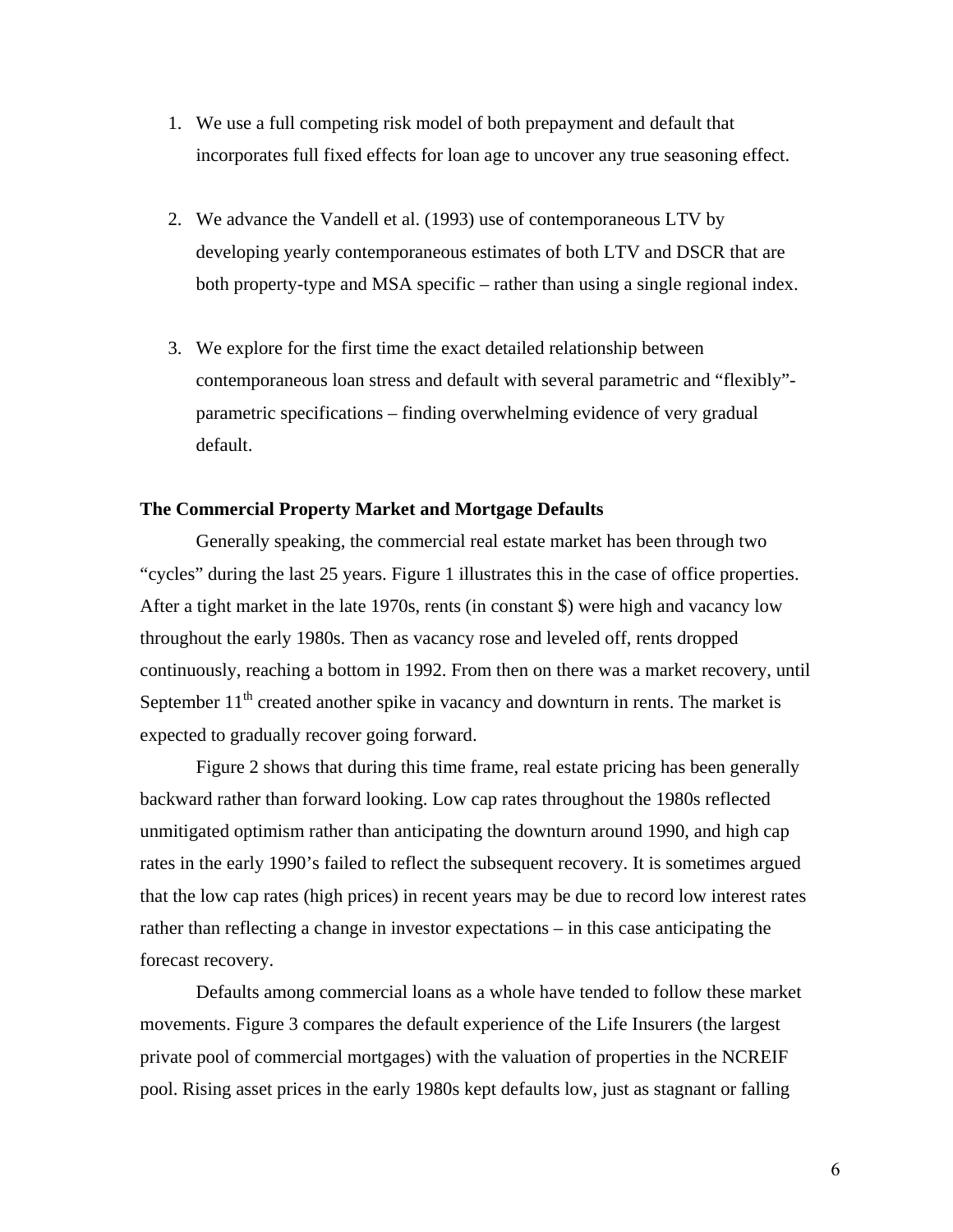1. We use a full competing risk model of both prepayment and default that incorporates full fixed effects for loan age to uncover any true seasoning effect.

2. We advance the Vandell et al. (1993) use of contemporaneous LTV by developing yearly contemporaneous estimates of both LTV and DSCR that are both property-type and MSA specific – rather than using a single regional index.

3. We explore for the first time the exact detailed relationship between contemporaneous loan stress and default with several parametric and "flexibly"-parametric specifications – finding overwhelming evidence of very gradual default.

**The Commercial Property Market and Mortgage Defaults**

Generally speaking, the commercial real estate market has been through two "cycles" during the last 25 years. Figure 1 illustrates this in the case of office properties. After a tight market in the late 1970s, rents (in constant $) were high and vacancy low throughout the early 1980s. Then as vacancy rose and leveled off, rents dropped continuously, reaching a bottom in 1992. From then on there was a market recovery, until September 11th created another spike in vacancy and downturn in rents. The market is expected to gradually recover going forward.

Figure 2 shows that during this time frame, real estate pricing has been generally backward rather than forward looking. Low cap rates throughout the 1980s reflected unmitigated optimism rather than anticipating the downturn around 1990, and high cap rates in the early 1990's failed to reflect the subsequent recovery. It is sometimes argued that the low cap rates (high prices) in recent years may be due to record low interest rates rather than reflecting a change in investor expectations – in this case anticipating the forecast recovery.

Defaults among commercial loans as a whole have tended to follow these market movements. Figure 3 compares the default experience of the Life Insurers (the largest private pool of commercial mortgages) with the valuation of properties in the NCREIF pool. Rising asset prices in the early 1980s kept defaults low, just as stagnant or falling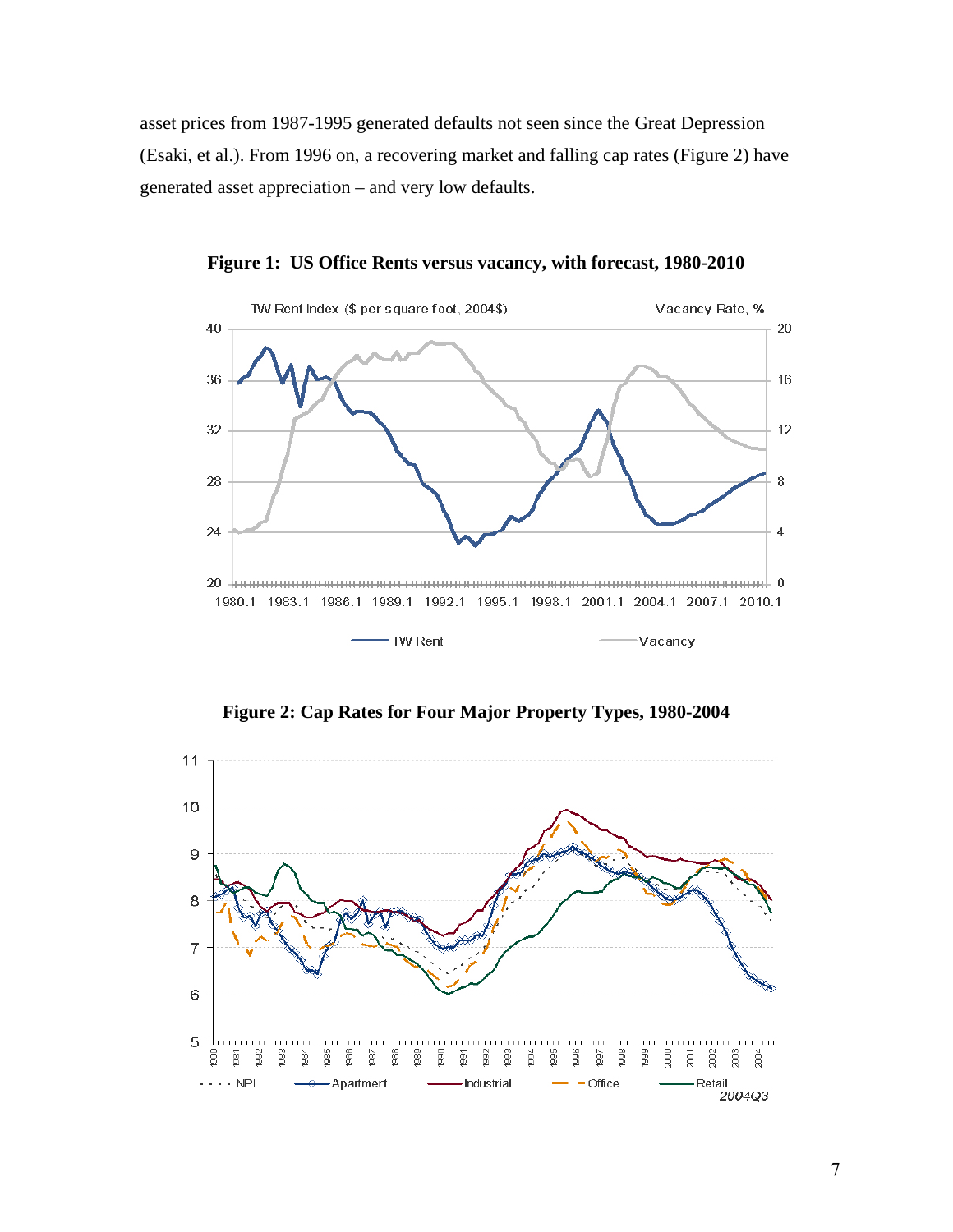asset prices from 1987-1995 generated defaults not seen since the Great Depression (Esaki, et al.). From 1996 on, a recovering market and falling cap rates (Figure 2) have generated asset appreciation – and very low defaults.

**Figure 1: US Office Rents versus vacancy, with forecast, 1980-2010**

**Figure 2: Cap Rates for Four Major Property Types, 1980-2004**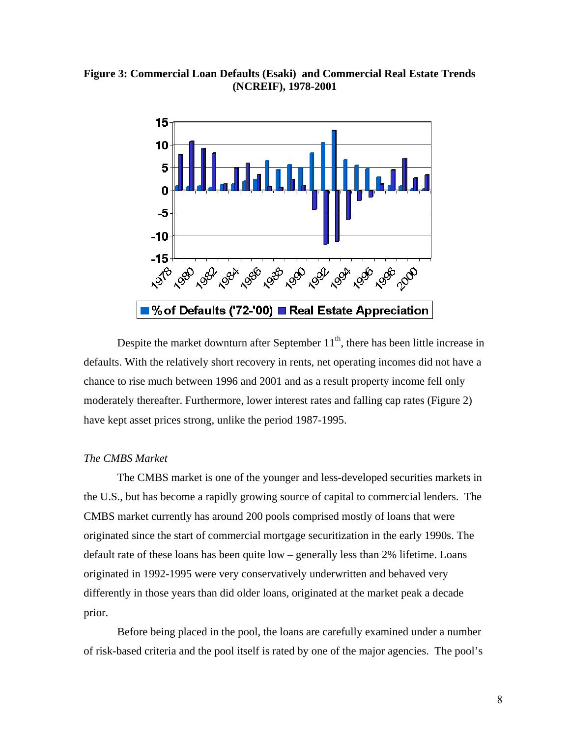**Figure 3: Commercial Loan Defaults (Esaki) and Commercial Real Estate Trends (NCREIF), 1978-2001**

Despite the market downturn after September 11[th], there has been little increase in defaults. With the relatively short recovery in rents, net operating incomes did not have a chance to rise much between 1996 and 2001 and as a result property income fell only moderately thereafter. Furthermore, lower interest rates and falling cap rates (Figure 2) have kept asset prices strong, unlike the period 1987-1995.

*The CMBS Market*

The CMBS market is one of the younger and less-developed securities markets in the U.S., but has become a rapidly growing source of capital to commercial lenders. The CMBS market currently has around 200 pools comprised mostly of loans that were originated since the start of commercial mortgage securitization in the early 1990s. The default rate of these loans has been quite low – generally less than 2% lifetime. Loans originated in 1992-1995 were very conservatively underwritten and behaved very differently in those years than did older loans, originated at the market peak a decade prior.

Before being placed in the pool, the loans are carefully examined under a number of risk-based criteria and the pool itself is rated by one of the major agencies. The pool's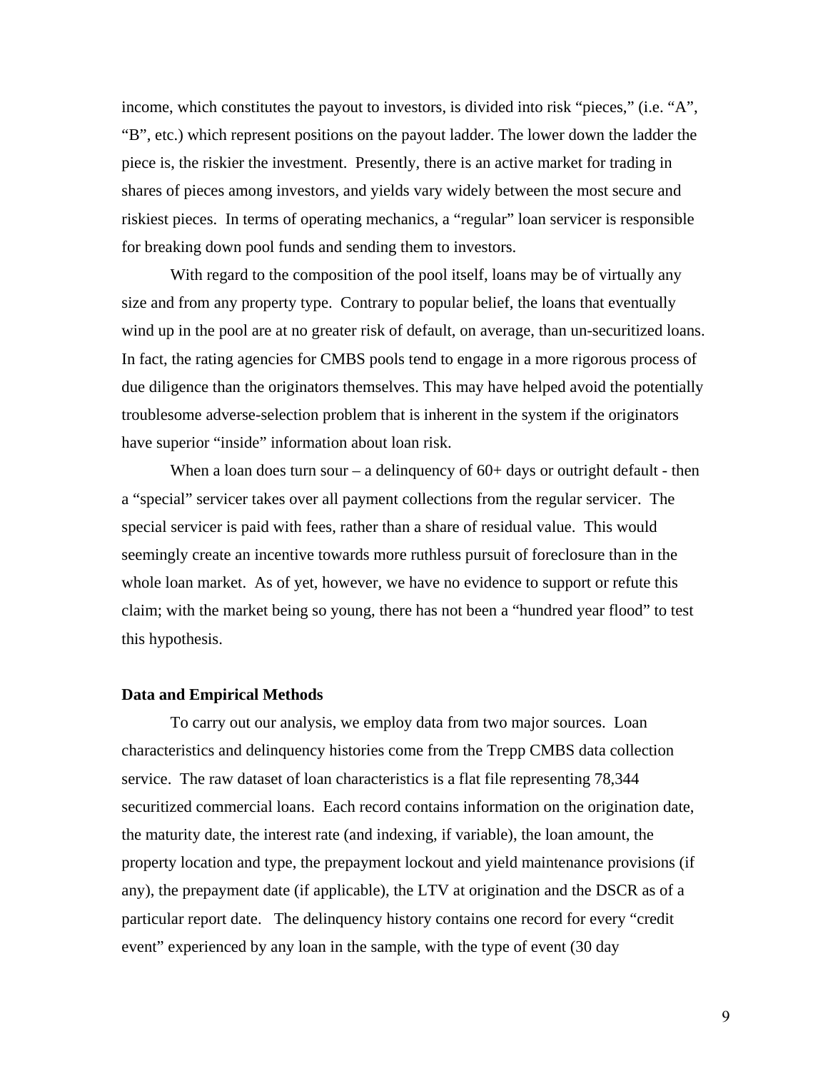income, which constitutes the payout to investors, is divided into risk "pieces," (i.e. "A", "B", etc.) which represent positions on the payout ladder. The lower down the ladder the piece is, the riskier the investment. Presently, there is an active market for trading in shares of pieces among investors, and yields vary widely between the most secure and riskiest pieces. In terms of operating mechanics, a "regular" loan servicer is responsible for breaking down pool funds and sending them to investors.

With regard to the composition of the pool itself, loans may be of virtually any size and from any property type. Contrary to popular belief, the loans that eventually wind up in the pool are at no greater risk of default, on average, than un-securitized loans. In fact, the rating agencies for CMBS pools tend to engage in a more rigorous process of due diligence than the originators themselves. This may have helped avoid the potentially troublesome adverse-selection problem that is inherent in the system if the originators have superior "inside" information about loan risk.

When a loan does turn sour – a delinquency of 60+ days or outright default - then a "special" servicer takes over all payment collections from the regular servicer. The special servicer is paid with fees, rather than a share of residual value. This would seemingly create an incentive towards more ruthless pursuit of foreclosure than in the whole loan market. As of yet, however, we have no evidence to support or refute this claim; with the market being so young, there has not been a "hundred year flood" to test this hypothesis.

**Data and Empirical Methods**

To carry out our analysis, we employ data from two major sources. Loan characteristics and delinquency histories come from the Trepp CMBS data collection service. The raw dataset of loan characteristics is a flat file representing 78,344 securitized commercial loans. Each record contains information on the origination date, the maturity date, the interest rate (and indexing, if variable), the loan amount, the property location and type, the prepayment lockout and yield maintenance provisions (if any), the prepayment date (if applicable), the LTV at origination and the DSCR as of a particular report date. The delinquency history contains one record for every "credit event" experienced by any loan in the sample, with the type of event (30 day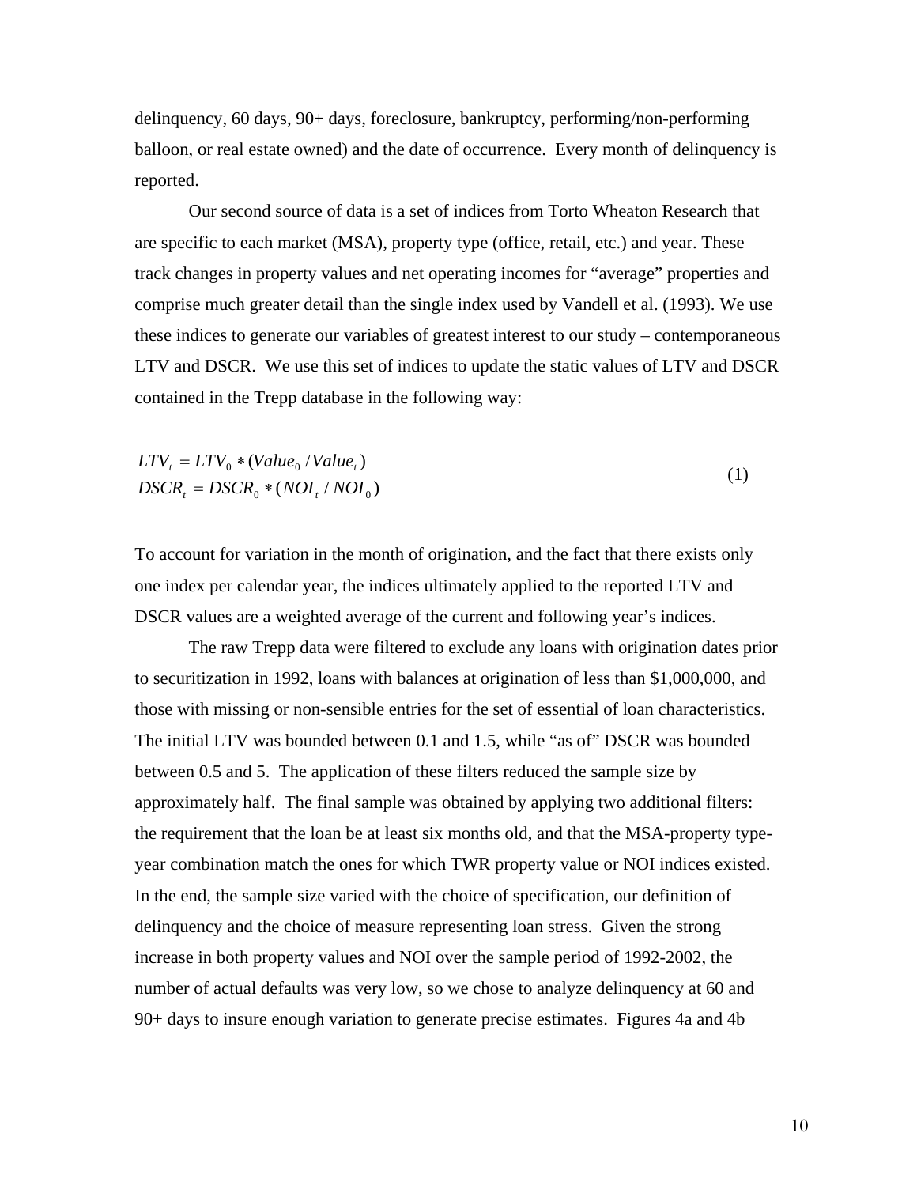delinquency, 60 days, 90+ days, foreclosure, bankruptcy, performing/non-performing balloon, or real estate owned) and the date of occurrence. Every month of delinquency is reported.

Our second source of data is a set of indices from Torto Wheaton Research that are specific to each market (MSA), property type (office, retail, etc.) and year. These track changes in property values and net operating incomes for "average" properties and comprise much greater detail than the single index used by Vandell et al. (1993). We use these indices to generate our variables of greatest interest to our study – contemporaneous LTV and DSCR. We use this set of indices to update the static values of LTV and DSCR contained in the Trepp database in the following way:

$$
\begin{aligned}
LTV_t &= LTV_0 * (Value_0 / Value_t) \\
DSCR_t &= DSCR_0 * (NOI_t / NOI_0)
\end{aligned}
\tag{1}
$$

To account for variation in the month of origination, and the fact that there exists only one index per calendar year, the indices ultimately applied to the reported LTV and DSCR values are a weighted average of the current and following year's indices.

The raw Trepp data were filtered to exclude any loans with origination dates prior to securitization in 1992, loans with balances at origination of less than $1,000,000, and those with missing or non-sensible entries for the set of essential of loan characteristics. The initial LTV was bounded between 0.1 and 1.5, while "as of" DSCR was bounded between 0.5 and 5. The application of these filters reduced the sample size by approximately half. The final sample was obtained by applying two additional filters: the requirement that the loan be at least six months old, and that the MSA-property type-year combination match the ones for which TWR property value or NOI indices existed. In the end, the sample size varied with the choice of specification, our definition of delinquency and the choice of measure representing loan stress. Given the strong increase in both property values and NOI over the sample period of 1992-2002, the number of actual defaults was very low, so we chose to analyze delinquency at 60 and 90+ days to insure enough variation to generate precise estimates. Figures 4a and 4b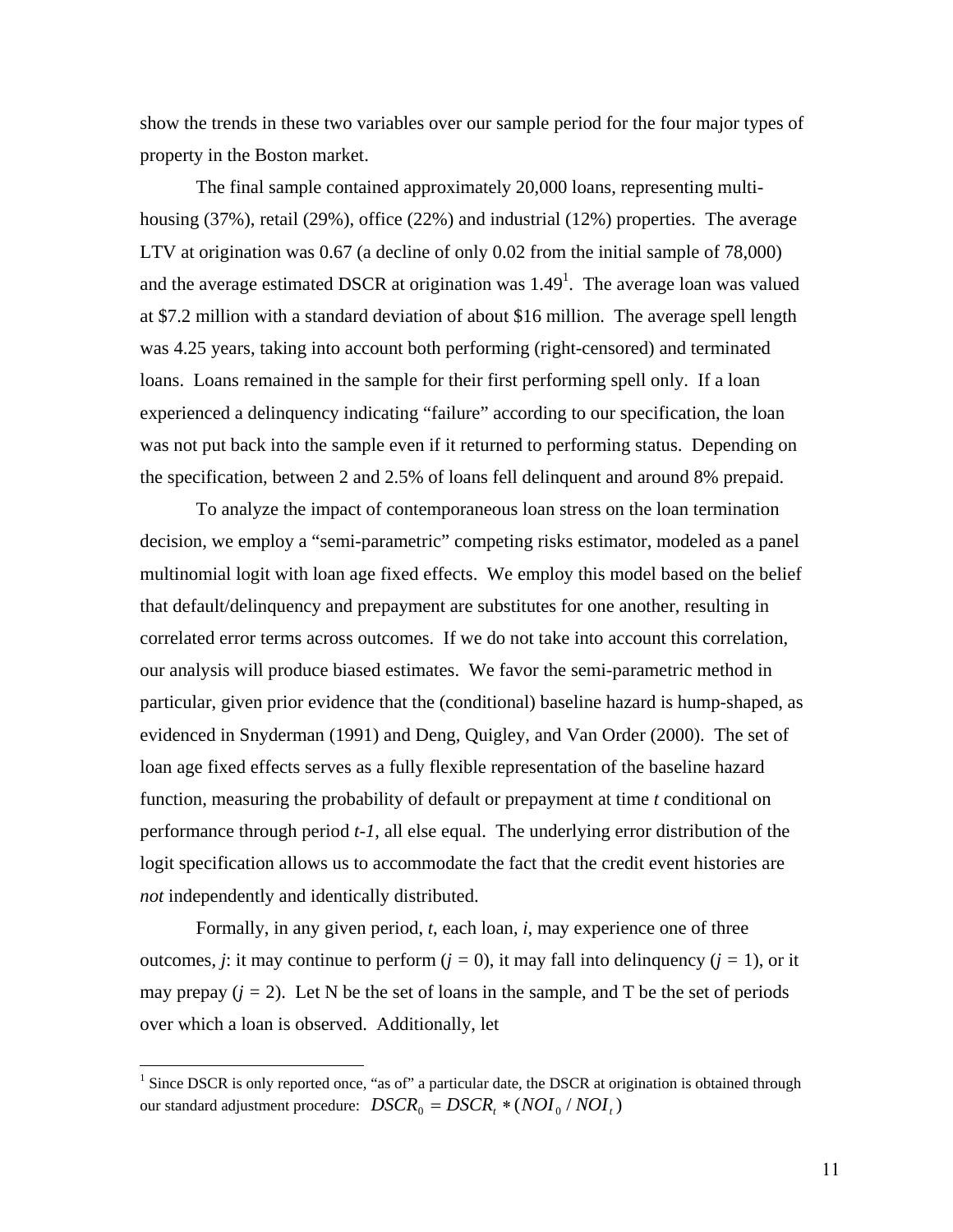show the trends in these two variables over our sample period for the four major types of property in the Boston market.

The final sample contained approximately 20,000 loans, representing multi-housing (37%), retail (29%), office (22%) and industrial (12%) properties. The average LTV at origination was 0.67 (a decline of only 0.02 from the initial sample of 78,000) and the average estimated DSCR at origination was 1.49[1]. The average loan was valued at $7.2 million with a standard deviation of about $16 million. The average spell length was 4.25 years, taking into account both performing (right-censored) and terminated loans. Loans remained in the sample for their first performing spell only. If a loan experienced a delinquency indicating "failure" according to our specification, the loan was not put back into the sample even if it returned to performing status. Depending on the specification, between 2 and 2.5% of loans fell delinquent and around 8% prepaid.

To analyze the impact of contemporaneous loan stress on the loan termination decision, we employ a "semi-parametric" competing risks estimator, modeled as a panel multinomial logit with loan age fixed effects. We employ this model based on the belief that default/delinquency and prepayment are substitutes for one another, resulting in correlated error terms across outcomes. If we do not take into account this correlation, our analysis will produce biased estimates. We favor the semi-parametric method in particular, given prior evidence that the (conditional) baseline hazard is hump-shaped, as evidenced in Snyderman (1991) and Deng, Quigley, and Van Order (2000). The set of loan age fixed effects serves as a fully flexible representation of the baseline hazard function, measuring the probability of default or prepayment at time $t$ conditional on performance through period $t-1$, all else equal. The underlying error distribution of the logit specification allows us to accommodate the fact that the credit event histories are *not* independently and identically distributed.

Formally, in any given period, $t$, each loan, $i$, may experience one of three outcomes, $j$: it may continue to perform ($j = 0$), it may fall into delinquency ($j = 1$), or it may prepay ($j = 2$). Let N be the set of loans in the sample, and T be the set of periods over which a loan is observed. Additionally, let

---

[1] Since DSCR is only reported once, "as of" a particular date, the DSCR at origination is obtained through our standard adjustment procedure: $DSCR_0 = DSCR_t * (NOI_0 / NOI_t)$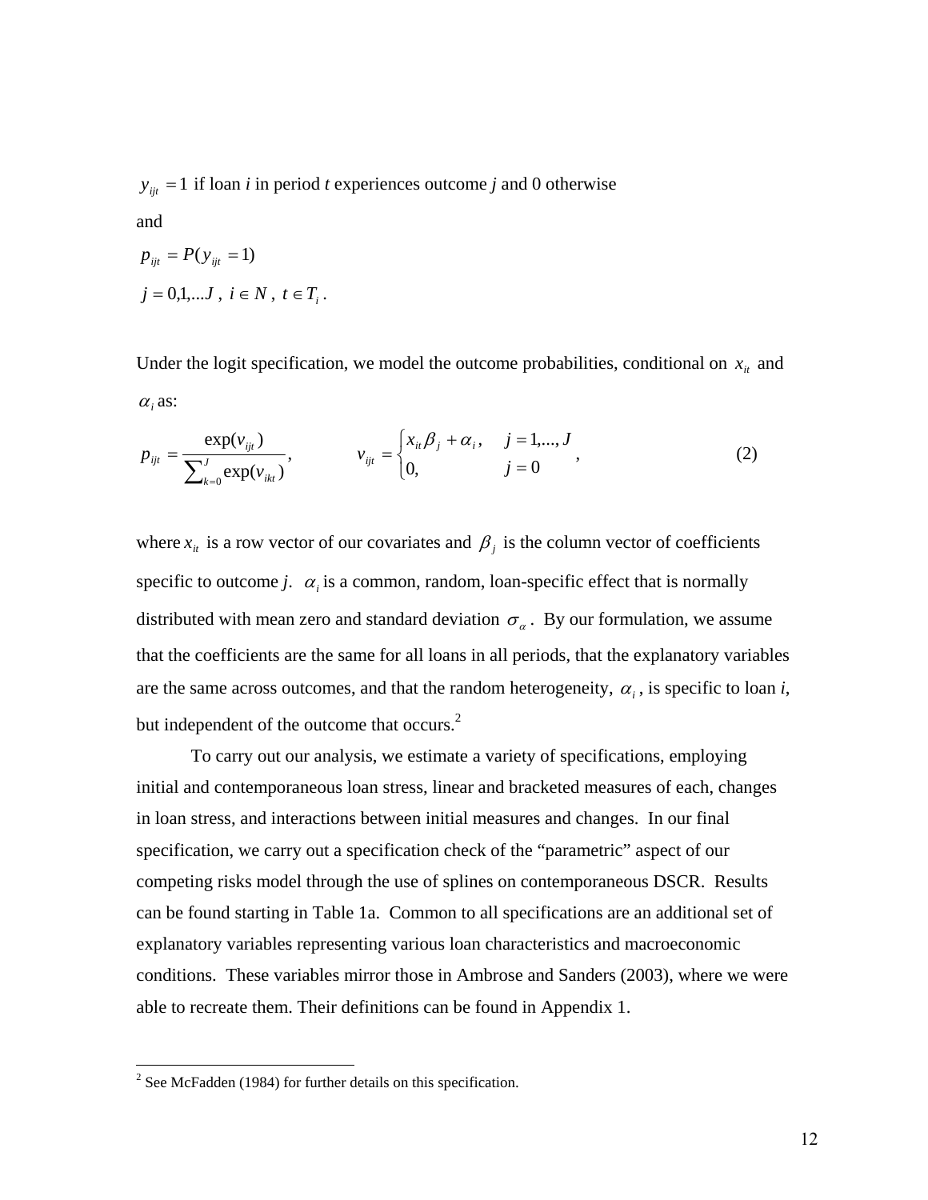$y_{ijt} = 1$ if loan *i* in period *t* experiences outcome *j* and 0 otherwise

and

$p_{ijt} = P(y_{ijt} = 1)$

$j = 0,1,...J$ , $i \in N$ , $t \in T_i$ .

Under the logit specification, we model the outcome probabilities, conditional on $x_{it}$ and $\alpha_i$ as:

$$p_{ijt} = \frac{\exp(v_{ijt})}{\sum_{k=0}^{J} \exp(v_{ikt})}, \qquad v_{ijt} = \begin{cases} x_{it}\beta_j + \alpha_i, & j = 1,...,J \\ 0, & j = 0 \end{cases}, \tag{2}$$

where $x_{it}$ is a row vector of our covariates and $\beta_j$ is the column vector of coefficients specific to outcome *j*. $\alpha_i$ is a common, random, loan-specific effect that is normally distributed with mean zero and standard deviation $\sigma_\alpha$. By our formulation, we assume that the coefficients are the same for all loans in all periods, that the explanatory variables are the same across outcomes, and that the random heterogeneity, $\alpha_i$, is specific to loan *i*, but independent of the outcome that occurs.[2]

To carry out our analysis, we estimate a variety of specifications, employing initial and contemporaneous loan stress, linear and bracketed measures of each, changes in loan stress, and interactions between initial measures and changes. In our final specification, we carry out a specification check of the "parametric" aspect of our competing risks model through the use of splines on contemporaneous DSCR. Results can be found starting in Table 1a. Common to all specifications are an additional set of explanatory variables representing various loan characteristics and macroeconomic conditions. These variables mirror those in Ambrose and Sanders (2003), where we were able to recreate them. Their definitions can be found in Appendix 1.

---

[2] See McFadden (1984) for further details on this specification.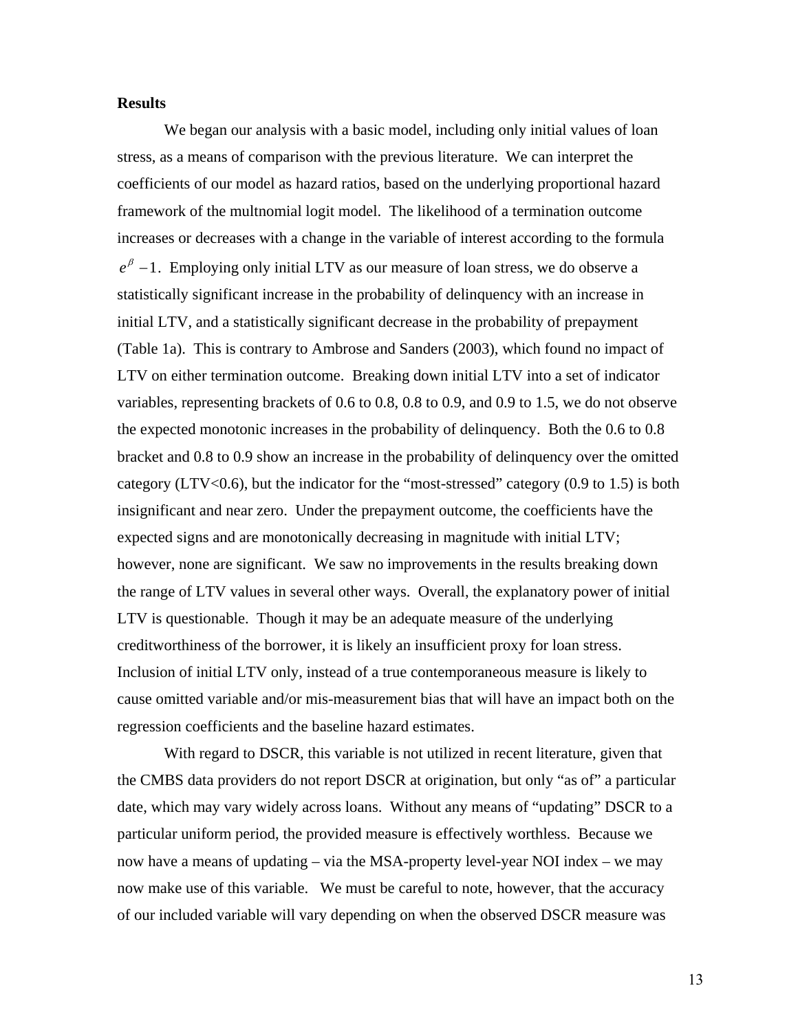**Results**

We began our analysis with a basic model, including only initial values of loan stress, as a means of comparison with the previous literature. We can interpret the coefficients of our model as hazard ratios, based on the underlying proportional hazard framework of the multnomial logit model. The likelihood of a termination outcome increases or decreases with a change in the variable of interest according to the formula $e^{\beta}-1$. Employing only initial LTV as our measure of loan stress, we do observe a statistically significant increase in the probability of delinquency with an increase in initial LTV, and a statistically significant decrease in the probability of prepayment (Table 1a). This is contrary to Ambrose and Sanders (2003), which found no impact of LTV on either termination outcome. Breaking down initial LTV into a set of indicator variables, representing brackets of 0.6 to 0.8, 0.8 to 0.9, and 0.9 to 1.5, we do not observe the expected monotonic increases in the probability of delinquency. Both the 0.6 to 0.8 bracket and 0.8 to 0.9 show an increase in the probability of delinquency over the omitted category (LTV<0.6), but the indicator for the "most-stressed" category (0.9 to 1.5) is both insignificant and near zero. Under the prepayment outcome, the coefficients have the expected signs and are monotonically decreasing in magnitude with initial LTV; however, none are significant. We saw no improvements in the results breaking down the range of LTV values in several other ways. Overall, the explanatory power of initial LTV is questionable. Though it may be an adequate measure of the underlying creditworthiness of the borrower, it is likely an insufficient proxy for loan stress. Inclusion of initial LTV only, instead of a true contemporaneous measure is likely to cause omitted variable and/or mis-measurement bias that will have an impact both on the regression coefficients and the baseline hazard estimates.

With regard to DSCR, this variable is not utilized in recent literature, given that the CMBS data providers do not report DSCR at origination, but only "as of" a particular date, which may vary widely across loans. Without any means of "updating" DSCR to a particular uniform period, the provided measure is effectively worthless. Because we now have a means of updating – via the MSA-property level-year NOI index – we may now make use of this variable. We must be careful to note, however, that the accuracy of our included variable will vary depending on when the observed DSCR measure was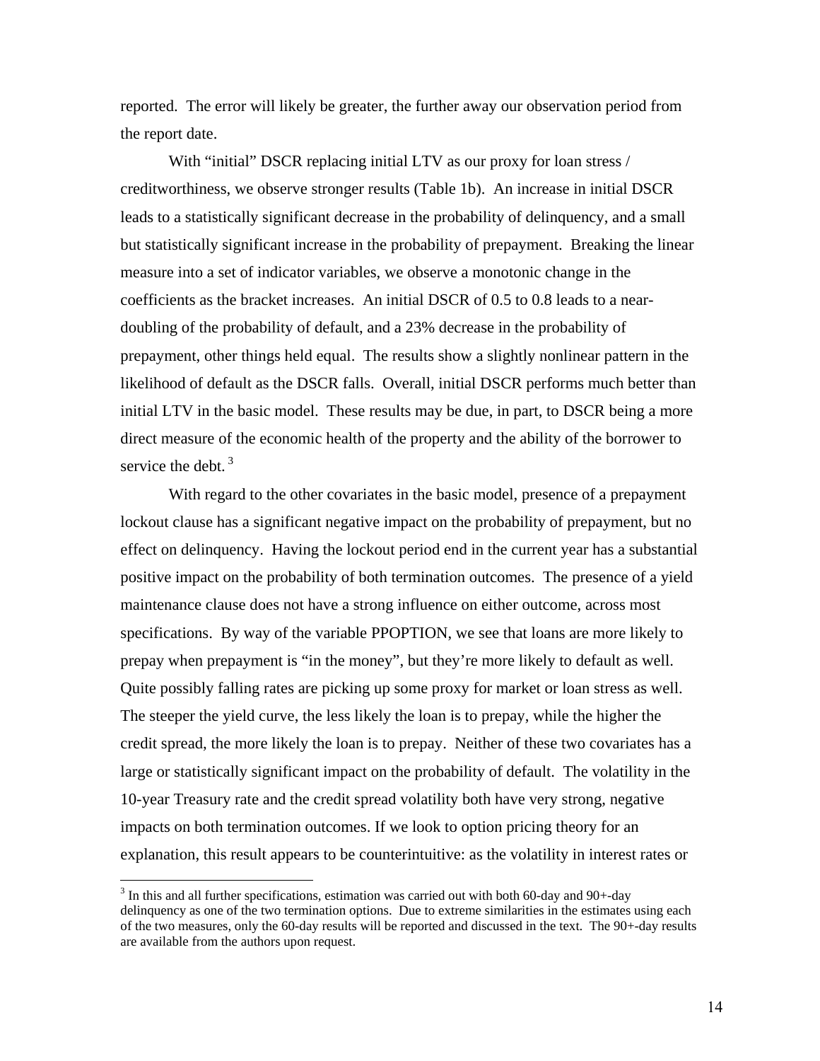reported. The error will likely be greater, the further away our observation period from the report date.

With "initial" DSCR replacing initial LTV as our proxy for loan stress / creditworthiness, we observe stronger results (Table 1b). An increase in initial DSCR leads to a statistically significant decrease in the probability of delinquency, and a small but statistically significant increase in the probability of prepayment. Breaking the linear measure into a set of indicator variables, we observe a monotonic change in the coefficients as the bracket increases. An initial DSCR of 0.5 to 0.8 leads to a near-doubling of the probability of default, and a 23% decrease in the probability of prepayment, other things held equal. The results show a slightly nonlinear pattern in the likelihood of default as the DSCR falls. Overall, initial DSCR performs much better than initial LTV in the basic model. These results may be due, in part, to DSCR being a more direct measure of the economic health of the property and the ability of the borrower to service the debt.[3]

With regard to the other covariates in the basic model, presence of a prepayment lockout clause has a significant negative impact on the probability of prepayment, but no effect on delinquency. Having the lockout period end in the current year has a substantial positive impact on the probability of both termination outcomes. The presence of a yield maintenance clause does not have a strong influence on either outcome, across most specifications. By way of the variable PPOPTION, we see that loans are more likely to prepay when prepayment is "in the money", but they're more likely to default as well. Quite possibly falling rates are picking up some proxy for market or loan stress as well. The steeper the yield curve, the less likely the loan is to prepay, while the higher the credit spread, the more likely the loan is to prepay. Neither of these two covariates has a large or statistically significant impact on the probability of default. The volatility in the 10-year Treasury rate and the credit spread volatility both have very strong, negative impacts on both termination outcomes. If we look to option pricing theory for an explanation, this result appears to be counterintuitive: as the volatility in interest rates or

[3] In this and all further specifications, estimation was carried out with both 60-day and 90+-day delinquency as one of the two termination options. Due to extreme similarities in the estimates using each of the two measures, only the 60-day results will be reported and discussed in the text. The 90+-day results are available from the authors upon request.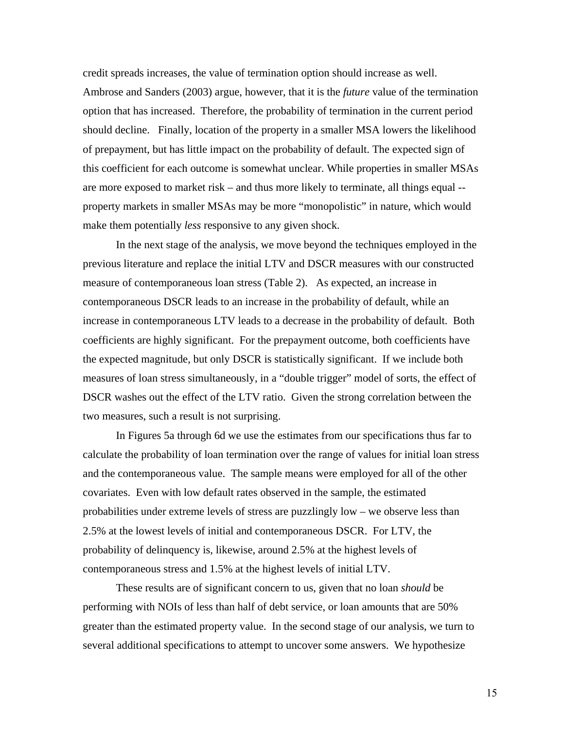credit spreads increases, the value of termination option should increase as well. Ambrose and Sanders (2003) argue, however, that it is the *future* value of the termination option that has increased. Therefore, the probability of termination in the current period should decline. Finally, location of the property in a smaller MSA lowers the likelihood of prepayment, but has little impact on the probability of default. The expected sign of this coefficient for each outcome is somewhat unclear. While properties in smaller MSAs are more exposed to market risk – and thus more likely to terminate, all things equal -- property markets in smaller MSAs may be more "monopolistic" in nature, which would make them potentially *less* responsive to any given shock.

In the next stage of the analysis, we move beyond the techniques employed in the previous literature and replace the initial LTV and DSCR measures with our constructed measure of contemporaneous loan stress (Table 2). As expected, an increase in contemporaneous DSCR leads to an increase in the probability of default, while an increase in contemporaneous LTV leads to a decrease in the probability of default. Both coefficients are highly significant. For the prepayment outcome, both coefficients have the expected magnitude, but only DSCR is statistically significant. If we include both measures of loan stress simultaneously, in a "double trigger" model of sorts, the effect of DSCR washes out the effect of the LTV ratio. Given the strong correlation between the two measures, such a result is not surprising.

In Figures 5a through 6d we use the estimates from our specifications thus far to calculate the probability of loan termination over the range of values for initial loan stress and the contemporaneous value. The sample means were employed for all of the other covariates. Even with low default rates observed in the sample, the estimated probabilities under extreme levels of stress are puzzlingly low – we observe less than 2.5% at the lowest levels of initial and contemporaneous DSCR. For LTV, the probability of delinquency is, likewise, around 2.5% at the highest levels of contemporaneous stress and 1.5% at the highest levels of initial LTV.

These results are of significant concern to us, given that no loan *should* be performing with NOIs of less than half of debt service, or loan amounts that are 50% greater than the estimated property value. In the second stage of our analysis, we turn to several additional specifications to attempt to uncover some answers. We hypothesize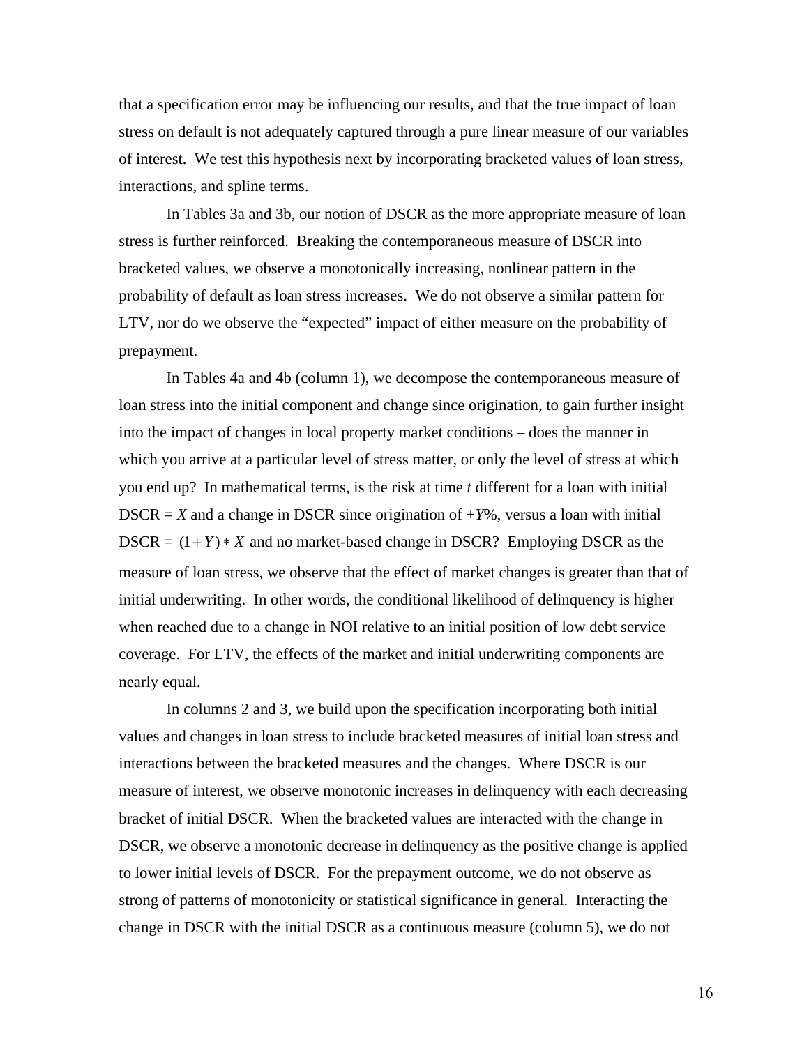that a specification error may be influencing our results, and that the true impact of loan stress on default is not adequately captured through a pure linear measure of our variables of interest. We test this hypothesis next by incorporating bracketed values of loan stress, interactions, and spline terms.

In Tables 3a and 3b, our notion of DSCR as the more appropriate measure of loan stress is further reinforced. Breaking the contemporaneous measure of DSCR into bracketed values, we observe a monotonically increasing, nonlinear pattern in the probability of default as loan stress increases. We do not observe a similar pattern for LTV, nor do we observe the "expected" impact of either measure on the probability of prepayment.

In Tables 4a and 4b (column 1), we decompose the contemporaneous measure of loan stress into the initial component and change since origination, to gain further insight into the impact of changes in local property market conditions – does the manner in which you arrive at a particular level of stress matter, or only the level of stress at which you end up? In mathematical terms, is the risk at time *t* different for a loan with initial DSCR = $X$ and a change in DSCR since origination of +$Y$%, versus a loan with initial DSCR = $(1+Y)*X$ and no market-based change in DSCR? Employing DSCR as the measure of loan stress, we observe that the effect of market changes is greater than that of initial underwriting. In other words, the conditional likelihood of delinquency is higher when reached due to a change in NOI relative to an initial position of low debt service coverage. For LTV, the effects of the market and initial underwriting components are nearly equal.

In columns 2 and 3, we build upon the specification incorporating both initial values and changes in loan stress to include bracketed measures of initial loan stress and interactions between the bracketed measures and the changes. Where DSCR is our measure of interest, we observe monotonic increases in delinquency with each decreasing bracket of initial DSCR. When the bracketed values are interacted with the change in DSCR, we observe a monotonic decrease in delinquency as the positive change is applied to lower initial levels of DSCR. For the prepayment outcome, we do not observe as strong of patterns of monotonicity or statistical significance in general. Interacting the change in DSCR with the initial DSCR as a continuous measure (column 5), we do not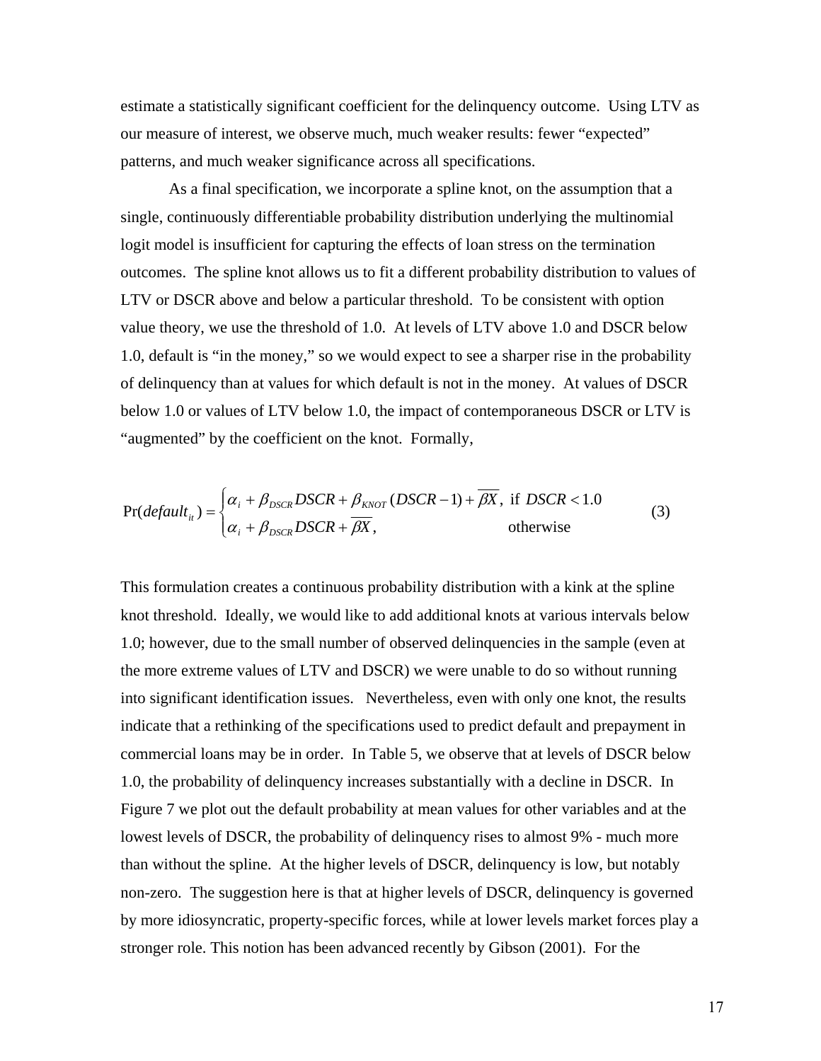estimate a statistically significant coefficient for the delinquency outcome. Using LTV as our measure of interest, we observe much, much weaker results: fewer "expected" patterns, and much weaker significance across all specifications.

As a final specification, we incorporate a spline knot, on the assumption that a single, continuously differentiable probability distribution underlying the multinomial logit model is insufficient for capturing the effects of loan stress on the termination outcomes. The spline knot allows us to fit a different probability distribution to values of LTV or DSCR above and below a particular threshold. To be consistent with option value theory, we use the threshold of 1.0. At levels of LTV above 1.0 and DSCR below 1.0, default is "in the money," so we would expect to see a sharper rise in the probability of delinquency than at values for which default is not in the money. At values of DSCR below 1.0 or values of LTV below 1.0, the impact of contemporaneous DSCR or LTV is "augmented" by the coefficient on the knot. Formally,

$$\Pr(default_{it}) = \begin{cases} \alpha_i + \beta_{DSCR} DSCR + \beta_{KNOT}(DSCR - 1) + \overline{\beta X}, & \text{if } DSCR < 1.0 \\ \alpha_i + \beta_{DSCR} DSCR + \overline{\beta X}, & \text{otherwise} \end{cases} \tag{3}$$

This formulation creates a continuous probability distribution with a kink at the spline knot threshold. Ideally, we would like to add additional knots at various intervals below 1.0; however, due to the small number of observed delinquencies in the sample (even at the more extreme values of LTV and DSCR) we were unable to do so without running into significant identification issues. Nevertheless, even with only one knot, the results indicate that a rethinking of the specifications used to predict default and prepayment in commercial loans may be in order. In Table 5, we observe that at levels of DSCR below 1.0, the probability of delinquency increases substantially with a decline in DSCR. In Figure 7 we plot out the default probability at mean values for other variables and at the lowest levels of DSCR, the probability of delinquency rises to almost 9% - much more than without the spline. At the higher levels of DSCR, delinquency is low, but notably non-zero. The suggestion here is that at higher levels of DSCR, delinquency is governed by more idiosyncratic, property-specific forces, while at lower levels market forces play a stronger role. This notion has been advanced recently by Gibson (2001). For the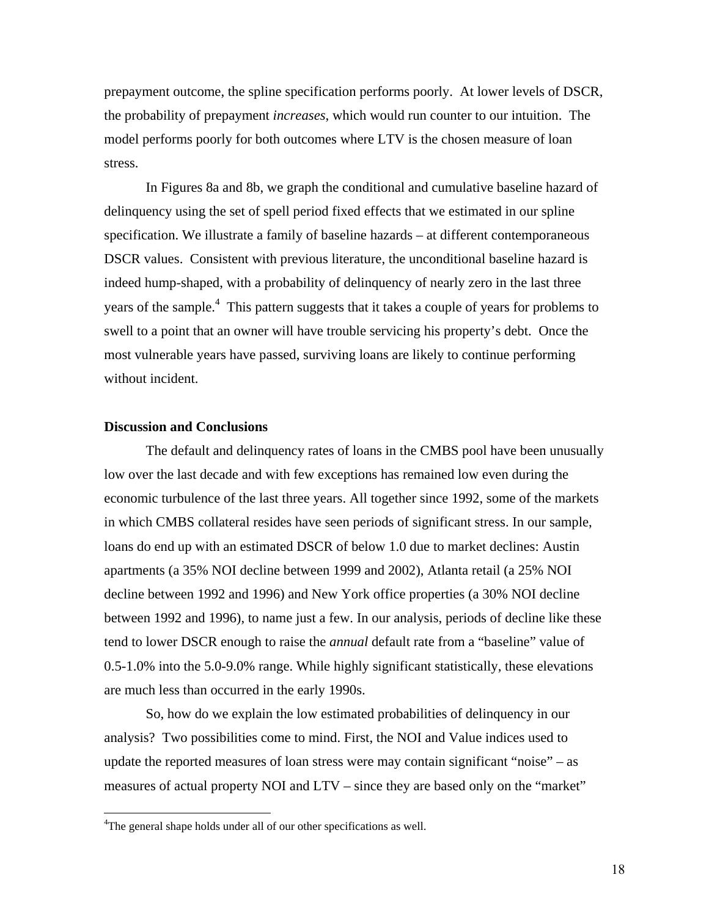prepayment outcome, the spline specification performs poorly. At lower levels of DSCR, the probability of prepayment *increases*, which would run counter to our intuition. The model performs poorly for both outcomes where LTV is the chosen measure of loan stress.

In Figures 8a and 8b, we graph the conditional and cumulative baseline hazard of delinquency using the set of spell period fixed effects that we estimated in our spline specification. We illustrate a family of baseline hazards – at different contemporaneous DSCR values. Consistent with previous literature, the unconditional baseline hazard is indeed hump-shaped, with a probability of delinquency of nearly zero in the last three years of the sample.[4] This pattern suggests that it takes a couple of years for problems to swell to a point that an owner will have trouble servicing his property's debt. Once the most vulnerable years have passed, surviving loans are likely to continue performing without incident.

**Discussion and Conclusions**

The default and delinquency rates of loans in the CMBS pool have been unusually low over the last decade and with few exceptions has remained low even during the economic turbulence of the last three years. All together since 1992, some of the markets in which CMBS collateral resides have seen periods of significant stress. In our sample, loans do end up with an estimated DSCR of below 1.0 due to market declines: Austin apartments (a 35% NOI decline between 1999 and 2002), Atlanta retail (a 25% NOI decline between 1992 and 1996) and New York office properties (a 30% NOI decline between 1992 and 1996), to name just a few. In our analysis, periods of decline like these tend to lower DSCR enough to raise the *annual* default rate from a "baseline" value of 0.5-1.0% into the 5.0-9.0% range. While highly significant statistically, these elevations are much less than occurred in the early 1990s.

So, how do we explain the low estimated probabilities of delinquency in our analysis? Two possibilities come to mind. First, the NOI and Value indices used to update the reported measures of loan stress were may contain significant "noise" – as measures of actual property NOI and LTV – since they are based only on the "market"

[4]The general shape holds under all of our other specifications as well.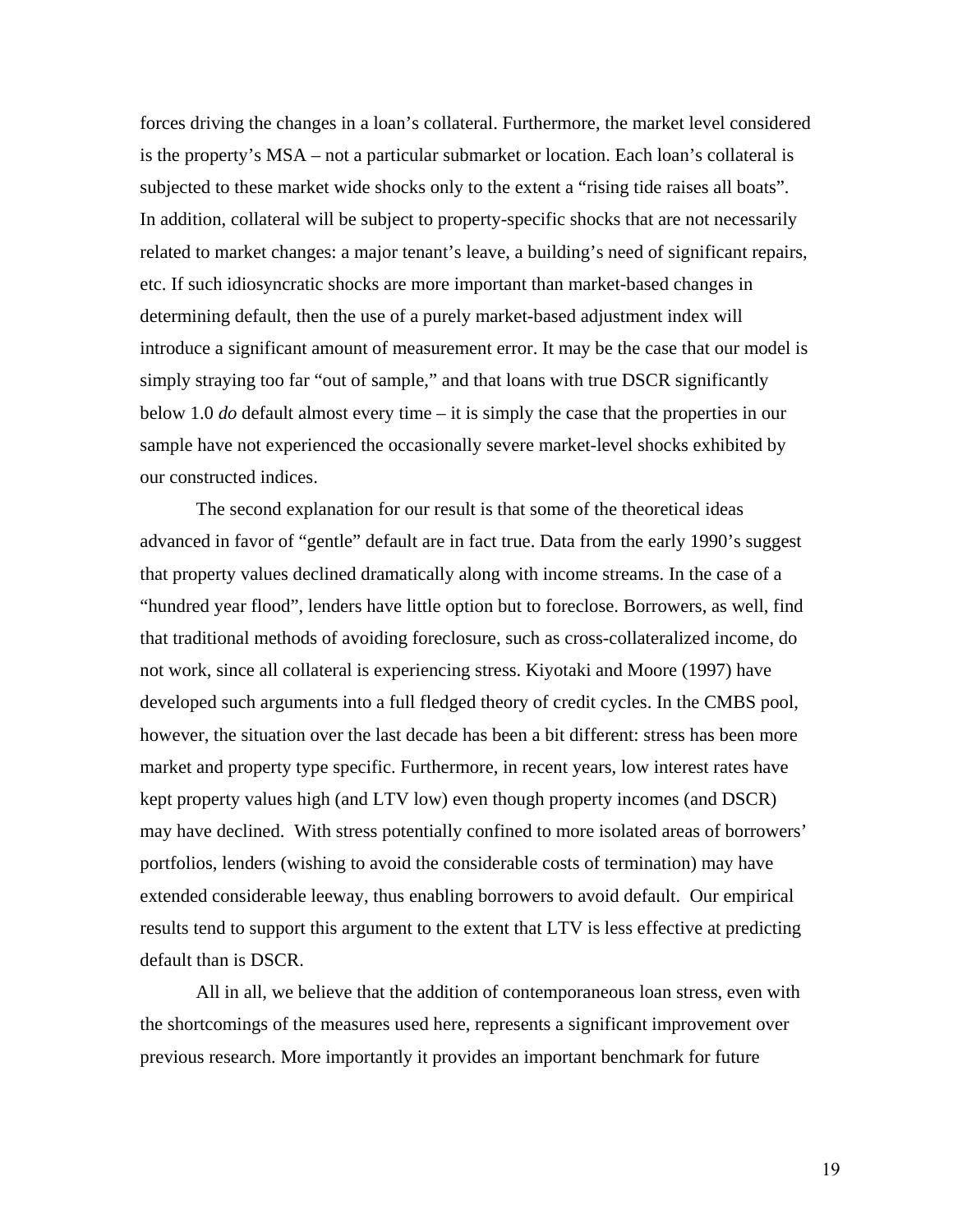forces driving the changes in a loan's collateral. Furthermore, the market level considered is the property's MSA – not a particular submarket or location. Each loan's collateral is subjected to these market wide shocks only to the extent a "rising tide raises all boats". In addition, collateral will be subject to property-specific shocks that are not necessarily related to market changes: a major tenant's leave, a building's need of significant repairs, etc. If such idiosyncratic shocks are more important than market-based changes in determining default, then the use of a purely market-based adjustment index will introduce a significant amount of measurement error. It may be the case that our model is simply straying too far "out of sample," and that loans with true DSCR significantly below 1.0 *do* default almost every time – it is simply the case that the properties in our sample have not experienced the occasionally severe market-level shocks exhibited by our constructed indices.

The second explanation for our result is that some of the theoretical ideas advanced in favor of "gentle" default are in fact true. Data from the early 1990's suggest that property values declined dramatically along with income streams. In the case of a "hundred year flood", lenders have little option but to foreclose. Borrowers, as well, find that traditional methods of avoiding foreclosure, such as cross-collateralized income, do not work, since all collateral is experiencing stress. Kiyotaki and Moore (1997) have developed such arguments into a full fledged theory of credit cycles. In the CMBS pool, however, the situation over the last decade has been a bit different: stress has been more market and property type specific. Furthermore, in recent years, low interest rates have kept property values high (and LTV low) even though property incomes (and DSCR) may have declined. With stress potentially confined to more isolated areas of borrowers' portfolios, lenders (wishing to avoid the considerable costs of termination) may have extended considerable leeway, thus enabling borrowers to avoid default. Our empirical results tend to support this argument to the extent that LTV is less effective at predicting default than is DSCR.

All in all, we believe that the addition of contemporaneous loan stress, even with the shortcomings of the measures used here, represents a significant improvement over previous research. More importantly it provides an important benchmark for future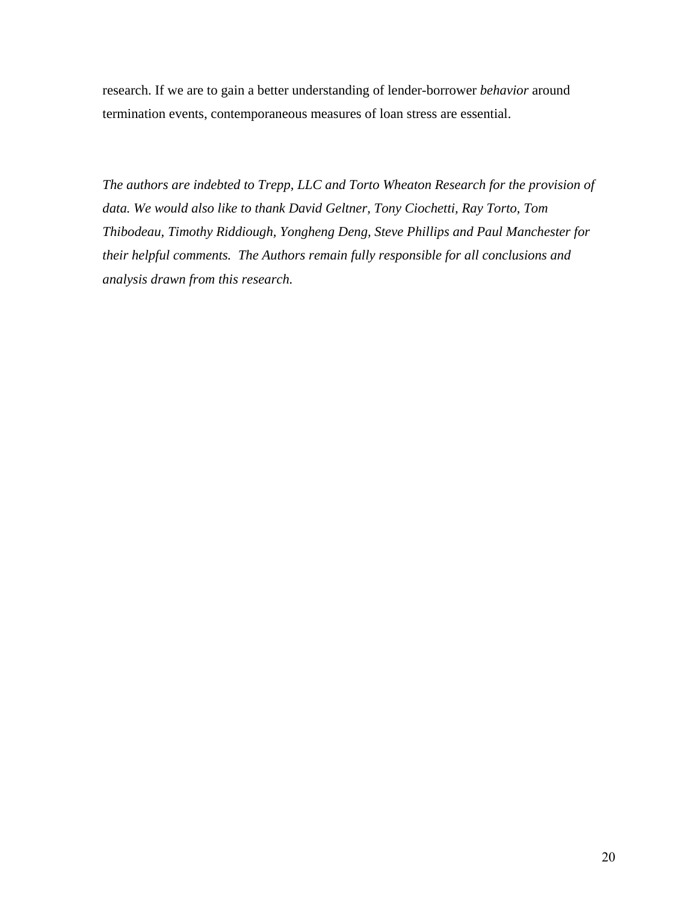research. If we are to gain a better understanding of lender-borrower *behavior* around termination events, contemporaneous measures of loan stress are essential.

*The authors are indebted to Trepp, LLC and Torto Wheaton Research for the provision of data. We would also like to thank David Geltner, Tony Ciochetti, Ray Torto, Tom Thibodeau, Timothy Riddiough, Yongheng Deng, Steve Phillips and Paul Manchester for their helpful comments. The Authors remain fully responsible for all conclusions and analysis drawn from this research.*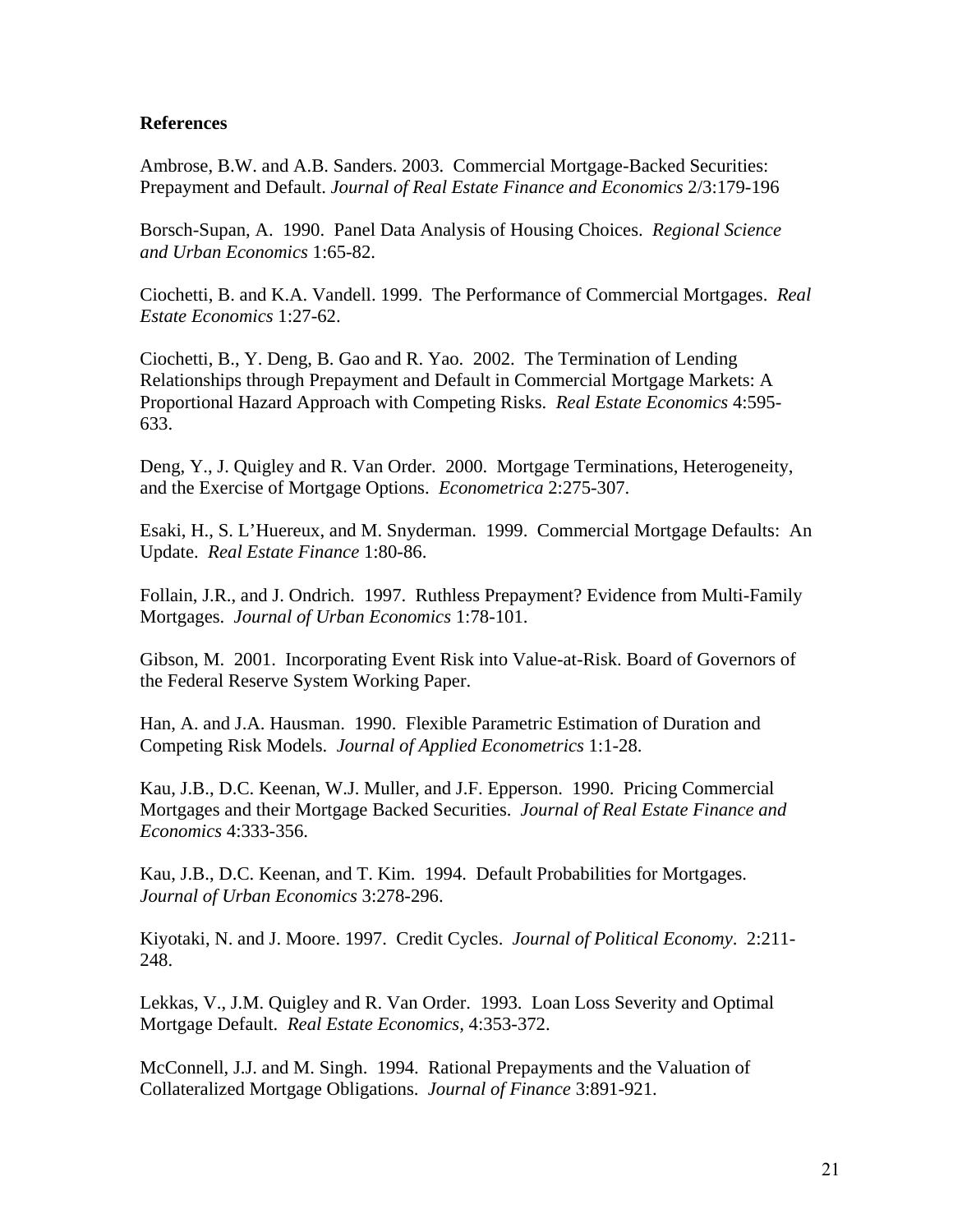**References**

Ambrose, B.W. and A.B. Sanders. 2003. Commercial Mortgage-Backed Securities: Prepayment and Default. *Journal of Real Estate Finance and Economics* 2/3:179-196

Borsch-Supan, A. 1990. Panel Data Analysis of Housing Choices. *Regional Science and Urban Economics* 1:65-82.

Ciochetti, B. and K.A. Vandell. 1999. The Performance of Commercial Mortgages. *Real Estate Economics* 1:27-62.

Ciochetti, B., Y. Deng, B. Gao and R. Yao. 2002. The Termination of Lending Relationships through Prepayment and Default in Commercial Mortgage Markets: A Proportional Hazard Approach with Competing Risks. *Real Estate Economics* 4:595-633.

Deng, Y., J. Quigley and R. Van Order. 2000. Mortgage Terminations, Heterogeneity, and the Exercise of Mortgage Options. *Econometrica* 2:275-307.

Esaki, H., S. L'Huereux, and M. Snyderman. 1999. Commercial Mortgage Defaults: An Update. *Real Estate Finance* 1:80-86.

Follain, J.R., and J. Ondrich. 1997. Ruthless Prepayment? Evidence from Multi-Family Mortgages. *Journal of Urban Economics* 1:78-101.

Gibson, M. 2001. Incorporating Event Risk into Value-at-Risk. Board of Governors of the Federal Reserve System Working Paper.

Han, A. and J.A. Hausman. 1990. Flexible Parametric Estimation of Duration and Competing Risk Models. *Journal of Applied Econometrics* 1:1-28.

Kau, J.B., D.C. Keenan, W.J. Muller, and J.F. Epperson. 1990. Pricing Commercial Mortgages and their Mortgage Backed Securities. *Journal of Real Estate Finance and Economics* 4:333-356.

Kau, J.B., D.C. Keenan, and T. Kim. 1994. Default Probabilities for Mortgages. *Journal of Urban Economics* 3:278-296.

Kiyotaki, N. and J. Moore. 1997. Credit Cycles. *Journal of Political Economy*. 2:211-248.

Lekkas, V., J.M. Quigley and R. Van Order. 1993. Loan Loss Severity and Optimal Mortgage Default. *Real Estate Economics*, 4:353-372.

McConnell, J.J. and M. Singh. 1994. Rational Prepayments and the Valuation of Collateralized Mortgage Obligations. *Journal of Finance* 3:891-921.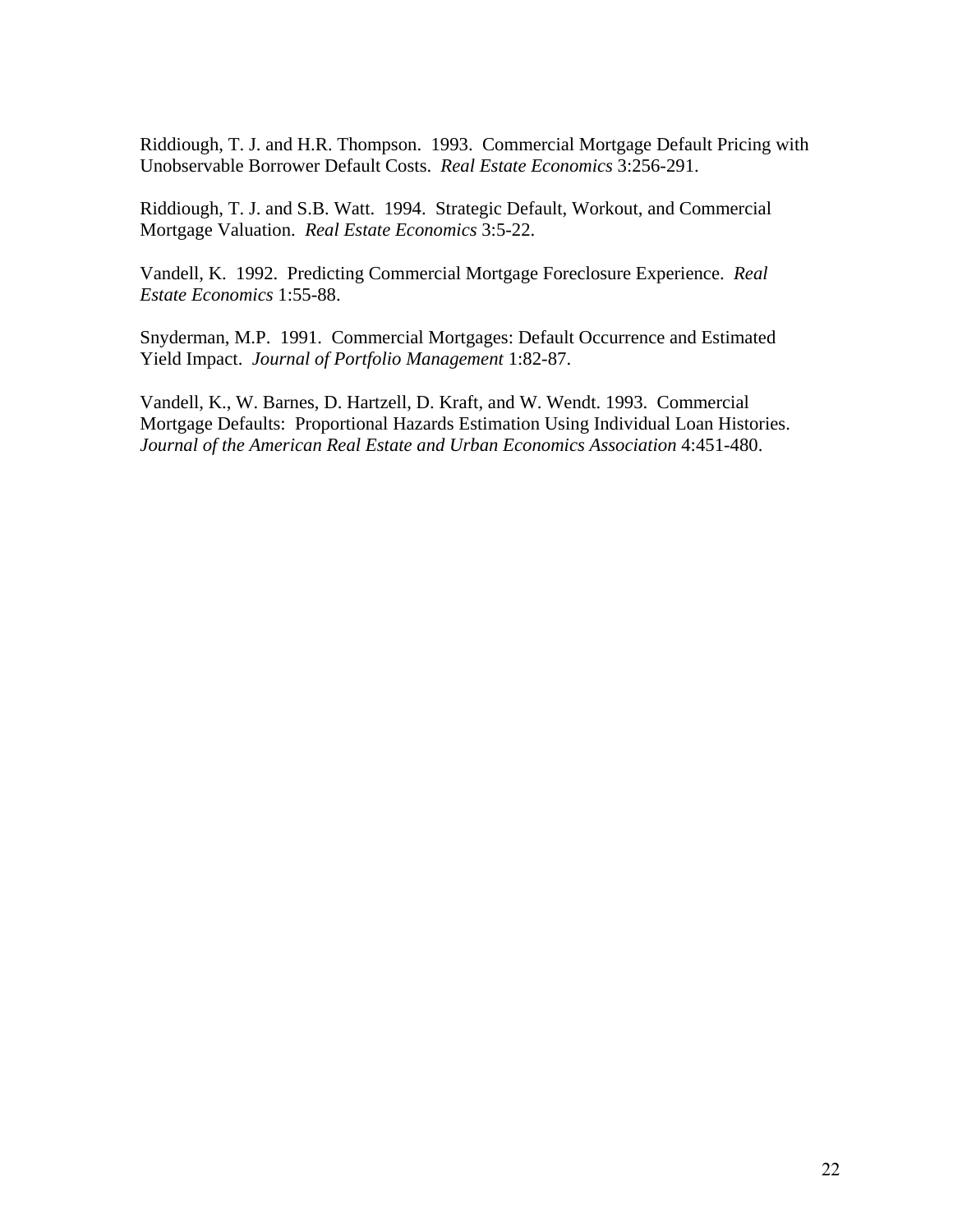Riddiough, T. J. and H.R. Thompson. 1993. Commercial Mortgage Default Pricing with Unobservable Borrower Default Costs. *Real Estate Economics* 3:256-291.

Riddiough, T. J. and S.B. Watt. 1994. Strategic Default, Workout, and Commercial Mortgage Valuation. *Real Estate Economics* 3:5-22.

Vandell, K. 1992. Predicting Commercial Mortgage Foreclosure Experience. *Real Estate Economics* 1:55-88.

Snyderman, M.P. 1991. Commercial Mortgages: Default Occurrence and Estimated Yield Impact. *Journal of Portfolio Management* 1:82-87.

Vandell, K., W. Barnes, D. Hartzell, D. Kraft, and W. Wendt. 1993. Commercial Mortgage Defaults: Proportional Hazards Estimation Using Individual Loan Histories. *Journal of the American Real Estate and Urban Economics Association* 4:451-480.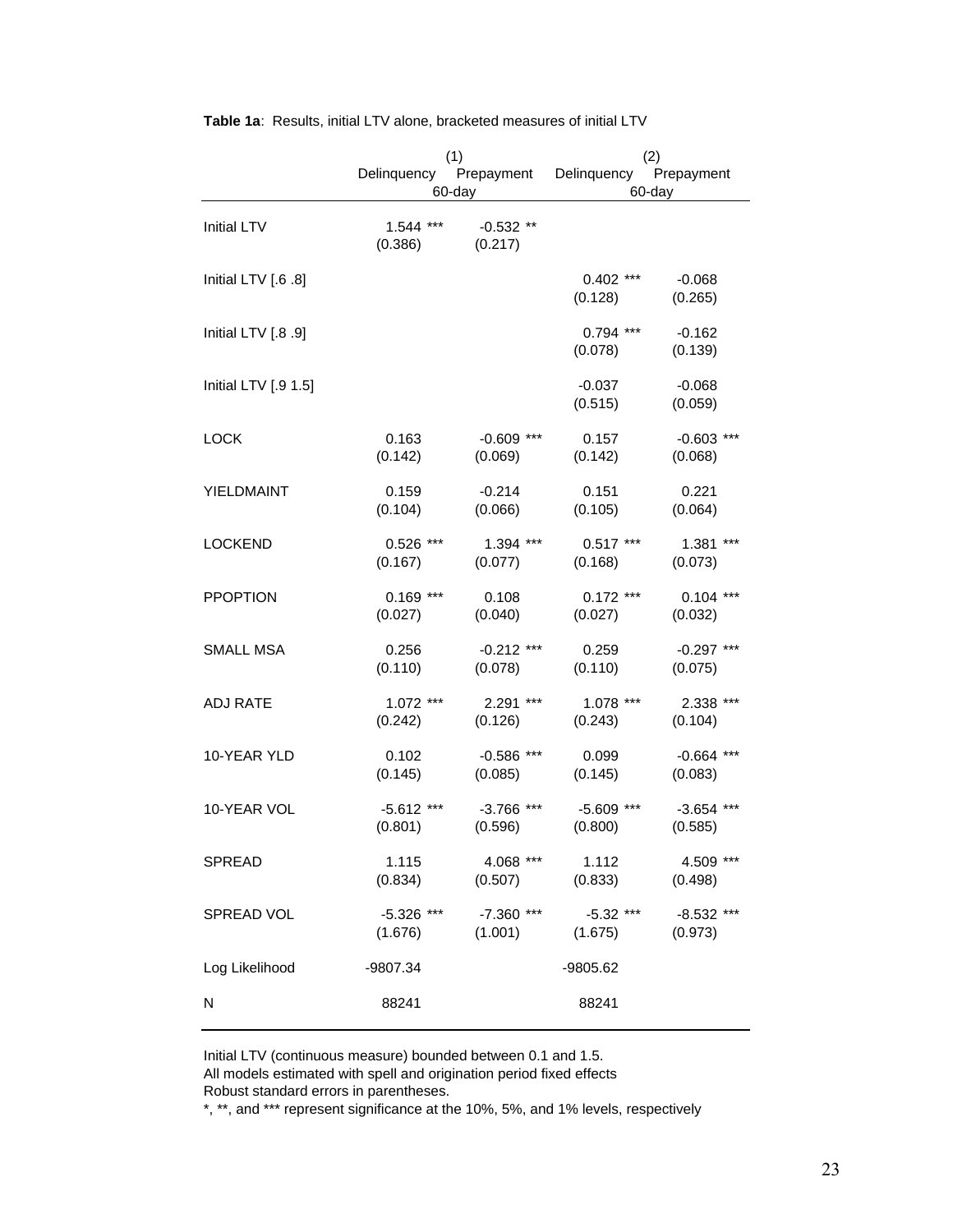**Table 1a**: Results, initial LTV alone, bracketed measures of initial LTV

| | (1) | | (2) | |
|---|---|---|---|---|
| | Delinquency 60-day | Prepayment | Delinquency 60-day | Prepayment |
| Initial LTV | 1.544 *** | -0.532 ** | | |
| | (0.386) | (0.217) | | |
| Initial LTV [.6 .8] | | | 0.402 *** | -0.068 |
| | | | (0.128) | (0.265) |
| Initial LTV [.8 .9] | | | 0.794 *** | -0.162 |
| | | | (0.078) | (0.139) |
| Initial LTV [.9 1.5] | | | -0.037 | -0.068 |
| | | | (0.515) | (0.059) |
| LOCK | 0.163 | -0.609 *** | 0.157 | -0.603 *** |
| | (0.142) | (0.069) | (0.142) | (0.068) |
| YIELDMAINT | 0.159 | -0.214 | 0.151 | 0.221 |
| | (0.104) | (0.066) | (0.105) | (0.064) |
| LOCKEND | 0.526 *** | 1.394 *** | 0.517 *** | 1.381 *** |
| | (0.167) | (0.077) | (0.168) | (0.073) |
| PPOPTION | 0.169 *** | 0.108 | 0.172 *** | 0.104 *** |
| | (0.027) | (0.040) | (0.027) | (0.032) |
| SMALL MSA | 0.256 | -0.212 *** | 0.259 | -0.297 *** |
| | (0.110) | (0.078) | (0.110) | (0.075) |
| ADJ RATE | 1.072 *** | 2.291 *** | 1.078 *** | 2.338 *** |
| | (0.242) | (0.126) | (0.243) | (0.104) |
| 10-YEAR YLD | 0.102 | -0.586 *** | 0.099 | -0.664 *** |
| | (0.145) | (0.085) | (0.145) | (0.083) |
| 10-YEAR VOL | -5.612 *** | -3.766 *** | -5.609 *** | -3.654 *** |
| | (0.801) | (0.596) | (0.800) | (0.585) |
| SPREAD | 1.115 | 4.068 *** | 1.112 | 4.509 *** |
| | (0.834) | (0.507) | (0.833) | (0.498) |
| SPREAD VOL | -5.326 *** | -7.360 *** | -5.32 *** | -8.532 *** |
| | (1.676) | (1.001) | (1.675) | (0.973) |
| Log Likelihood | -9807.34 | | -9805.62 | |
| N | 88241 | | 88241 | |

Initial LTV (continuous measure) bounded between 0.1 and 1.5.
All models estimated with spell and origination period fixed effects
Robust standard errors in parentheses.
*, **, and *** represent significance at the 10%, 5%, and 1% levels, respectively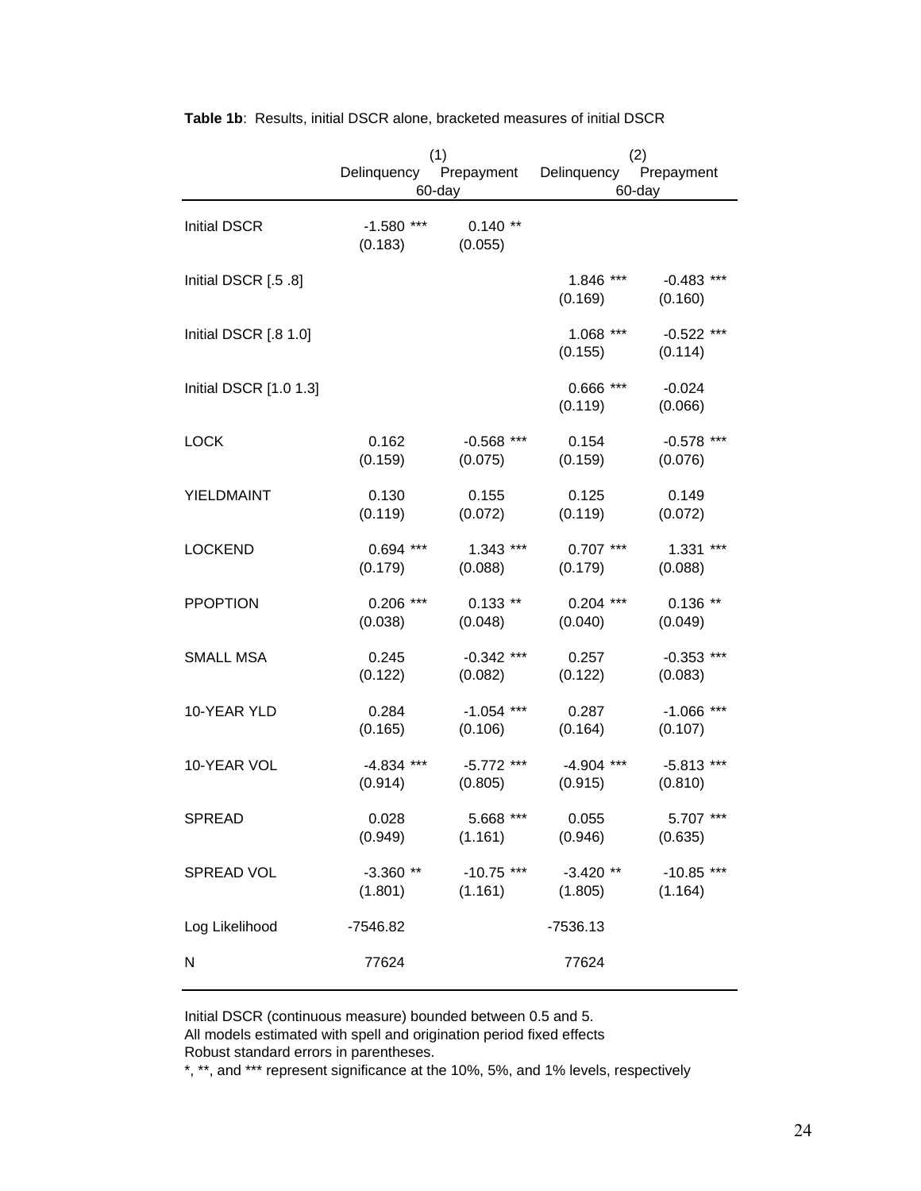**Table 1b**: Results, initial DSCR alone, bracketed measures of initial DSCR

| | (1) | | (2) | |
|---|---|---|---|---|
| | Delinquency 60-day | Prepayment | Delinquency 60-day | Prepayment |
| Initial DSCR | -1.580 *** | 0.140 ** | | |
| | (0.183) | (0.055) | | |
| Initial DSCR [.5 .8] | | | 1.846 *** | -0.483 *** |
| | | | (0.169) | (0.160) |
| Initial DSCR [.8 1.0] | | | 1.068 *** | -0.522 *** |
| | | | (0.155) | (0.114) |
| Initial DSCR [1.0 1.3] | | | 0.666 *** | -0.024 |
| | | | (0.119) | (0.066) |
| LOCK | 0.162 | -0.568 *** | 0.154 | -0.578 *** |
| | (0.159) | (0.075) | (0.159) | (0.076) |
| YIELDMAINT | 0.130 | 0.155 | 0.125 | 0.149 |
| | (0.119) | (0.072) | (0.119) | (0.072) |
| LOCKEND | 0.694 *** | 1.343 *** | 0.707 *** | 1.331 *** |
| | (0.179) | (0.088) | (0.179) | (0.088) |
| PPOPTION | 0.206 *** | 0.133 ** | 0.204 *** | 0.136 ** |
| | (0.038) | (0.048) | (0.040) | (0.049) |
| SMALL MSA | 0.245 | -0.342 *** | 0.257 | -0.353 *** |
| | (0.122) | (0.082) | (0.122) | (0.083) |
| 10-YEAR YLD | 0.284 | -1.054 *** | 0.287 | -1.066 *** |
| | (0.165) | (0.106) | (0.164) | (0.107) |
| 10-YEAR VOL | -4.834 *** | -5.772 *** | -4.904 *** | -5.813 *** |
| | (0.914) | (0.805) | (0.915) | (0.810) |
| SPREAD | 0.028 | 5.668 *** | 0.055 | 5.707 *** |
| | (0.949) | (1.161) | (0.946) | (0.635) |
| SPREAD VOL | -3.360 ** | -10.75 *** | -3.420 ** | -10.85 *** |
| | (1.801) | (1.161) | (1.805) | (1.164) |
| Log Likelihood | -7546.82 | | -7536.13 | |
| N | 77624 | | 77624 | |

Initial DSCR (continuous measure) bounded between 0.5 and 5.
All models estimated with spell and origination period fixed effects
Robust standard errors in parentheses.
*, **, and *** represent significance at the 10%, 5%, and 1% levels, respectively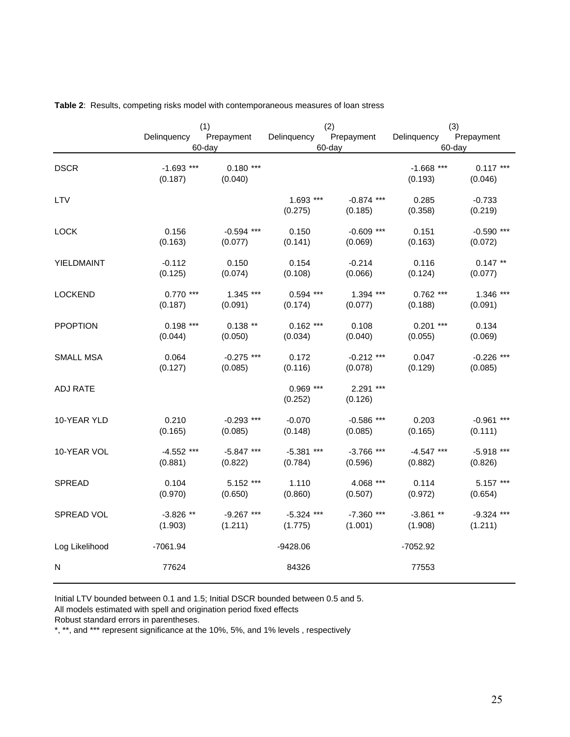**Table 2**: Results, competing risks model with contemporaneous measures of loan stress

| | (1) | | (2) | | (3) | |
|---|---|---|---|---|---|---|
| | Delinquency | Prepayment | Delinquency | Prepayment | Delinquency | Prepayment |
| | 60-day | | 60-day | | 60-day | |
| DSCR | -1.693 *** | 0.180 *** | | | -1.668 *** | 0.117 *** |
| | (0.187) | (0.040) | | | (0.193) | (0.046) |
| LTV | | | 1.693 *** | -0.874 *** | 0.285 | -0.733 |
| | | | (0.275) | (0.185) | (0.358) | (0.219) |
| LOCK | 0.156 | -0.594 *** | 0.150 | -0.609 *** | 0.151 | -0.590 *** |
| | (0.163) | (0.077) | (0.141) | (0.069) | (0.163) | (0.072) |
| YIELDMAINT | -0.112 | 0.150 | 0.154 | -0.214 | 0.116 | 0.147 ** |
| | (0.125) | (0.074) | (0.108) | (0.066) | (0.124) | (0.077) |
| LOCKEND | 0.770 *** | 1.345 *** | 0.594 *** | 1.394 *** | 0.762 *** | 1.346 *** |
| | (0.187) | (0.091) | (0.174) | (0.077) | (0.188) | (0.091) |
| PPOPTION | 0.198 *** | 0.138 ** | 0.162 *** | 0.108 | 0.201 *** | 0.134 |
| | (0.044) | (0.050) | (0.034) | (0.040) | (0.055) | (0.069) |
| SMALL MSA | 0.064 | -0.275 *** | 0.172 | -0.212 *** | 0.047 | -0.226 *** |
| | (0.127) | (0.085) | (0.116) | (0.078) | (0.129) | (0.085) |
| ADJ RATE | | | 0.969 *** | 2.291 *** | | |
| | | | (0.252) | (0.126) | | |
| 10-YEAR YLD | 0.210 | -0.293 *** | -0.070 | -0.586 *** | 0.203 | -0.961 *** |
| | (0.165) | (0.085) | (0.148) | (0.085) | (0.165) | (0.111) |
| 10-YEAR VOL | -4.552 *** | -5.847 *** | -5.381 *** | -3.766 *** | -4.547 *** | -5.918 *** |
| | (0.881) | (0.822) | (0.784) | (0.596) | (0.882) | (0.826) |
| SPREAD | 0.104 | 5.152 *** | 1.110 | 4.068 *** | 0.114 | 5.157 *** |
| | (0.970) | (0.650) | (0.860) | (0.507) | (0.972) | (0.654) |
| SPREAD VOL | -3.826 ** | -9.267 *** | -5.324 *** | -7.360 *** | -3.861 ** | -9.324 *** |
| | (1.903) | (1.211) | (1.775) | (1.001) | (1.908) | (1.211) |
| Log Likelihood | -7061.94 | | -9428.06 | | -7052.92 | |
| N | 77624 | | 84326 | | 77553 | |

Initial LTV bounded between 0.1 and 1.5; Initial DSCR bounded between 0.5 and 5.
All models estimated with spell and origination period fixed effects
Robust standard errors in parentheses.
*, **, and *** represent significance at the 10%, 5%, and 1% levels , respectively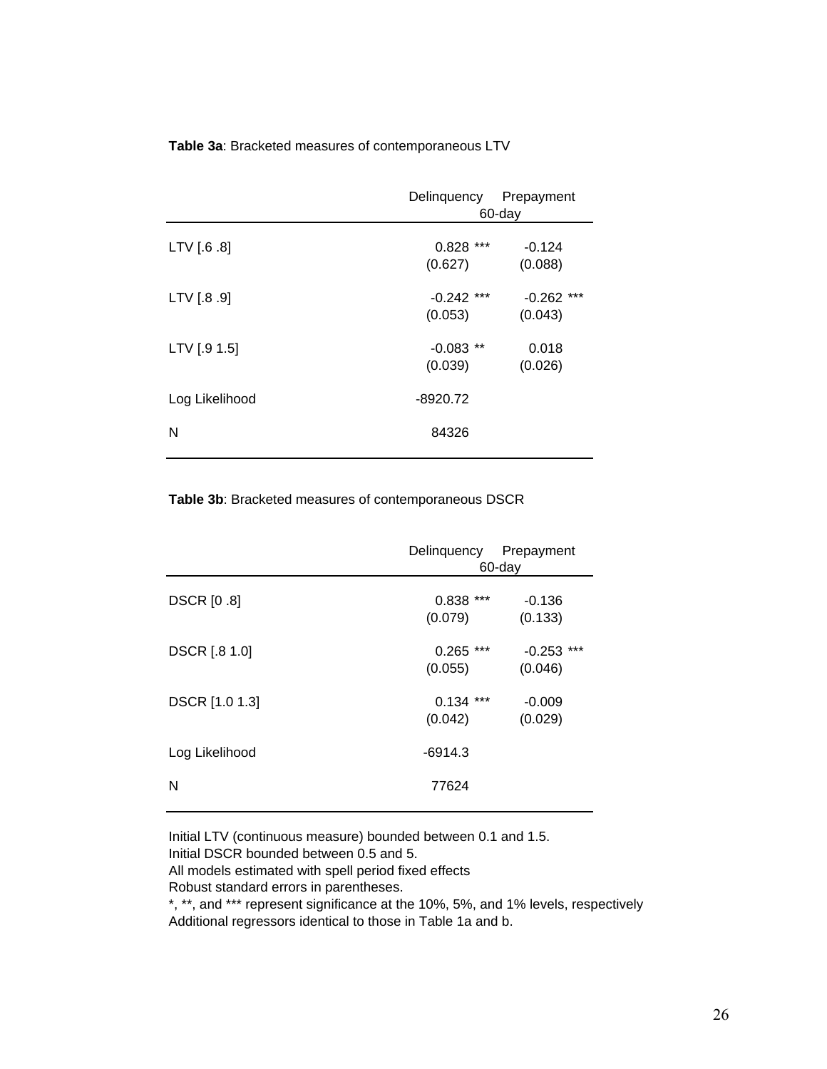**Table 3a**: Bracketed measures of contemporaneous LTV

| | Delinquency 60-day | Prepayment |
|---|---|---|
| LTV [.6 .8] | 0.828 *** | -0.124 |
| | (0.627) | (0.088) |
| LTV [.8 .9] | -0.242 *** | -0.262 *** |
| | (0.053) | (0.043) |
| LTV [.9 1.5] | -0.083 ** | 0.018 |
| | (0.039) | (0.026) |
| Log Likelihood | -8920.72 | |
| N | 84326 | |

**Table 3b**: Bracketed measures of contemporaneous DSCR

| | Delinquency 60-day | Prepayment |
|---|---|---|
| DSCR [0 .8] | 0.838 *** | -0.136 |
| | (0.079) | (0.133) |
| DSCR [.8 1.0] | 0.265 *** | -0.253 *** |
| | (0.055) | (0.046) |
| DSCR [1.0 1.3] | 0.134 *** | -0.009 |
| | (0.042) | (0.029) |
| Log Likelihood | -6914.3 | |
| N | 77624 | |

Initial LTV (continuous measure) bounded between 0.1 and 1.5.
Initial DSCR bounded between 0.5 and 5.
All models estimated with spell period fixed effects
Robust standard errors in parentheses.
*, **, and *** represent significance at the 10%, 5%, and 1% levels, respectively
Additional regressors identical to those in Table 1a and b.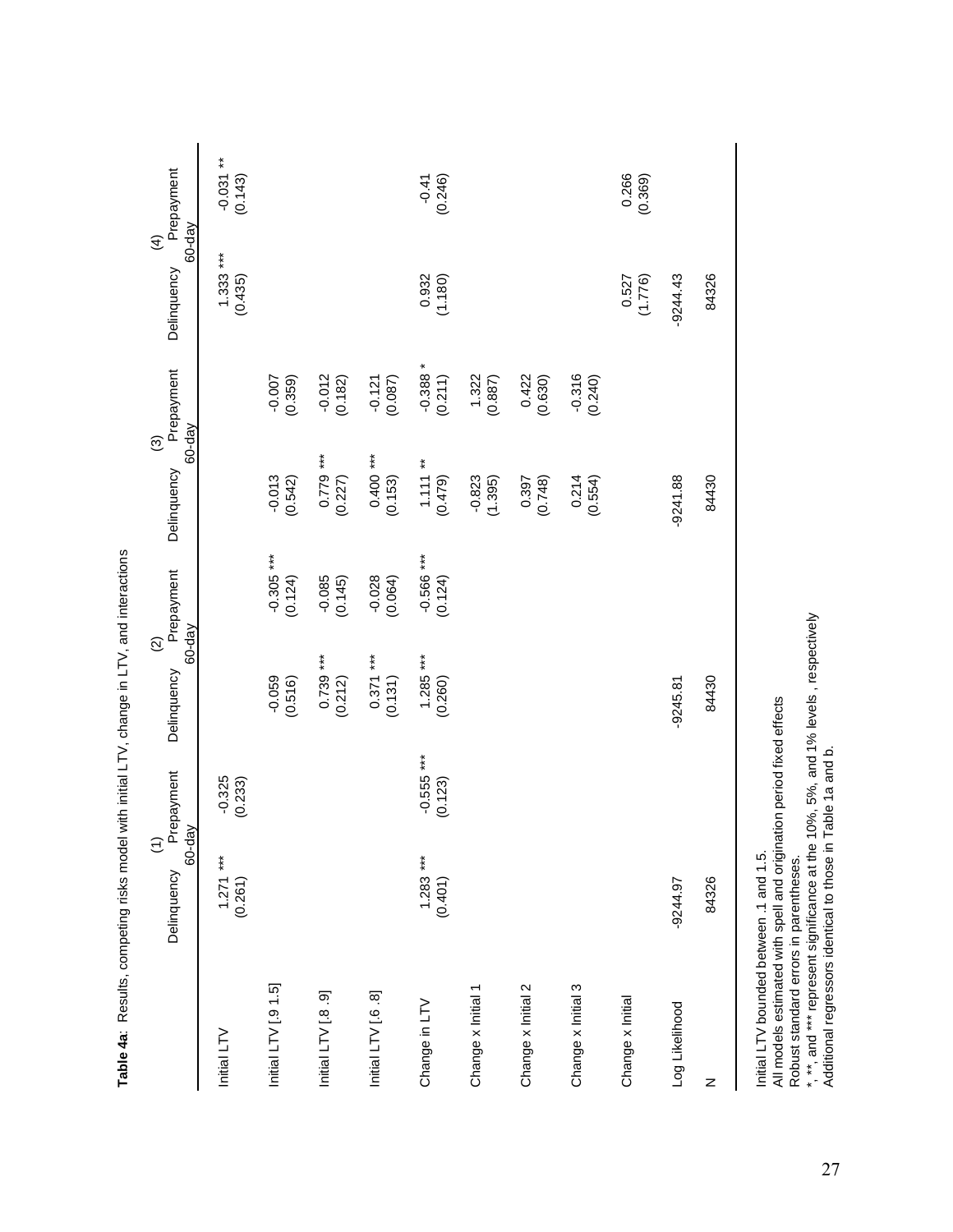**Table 4a**: Results, competing risks model with initial LTV, change in LTV, and interactions

| | (1) | | (2) | | (3) | | (4) | |
|---|---|---|---|---|---|---|---|---|
| | Delinquency | Prepayment 60-day | Delinquency | Prepayment 60-day | Delinquency | Prepayment 60-day | Delinquency | Prepayment 60-day |
| Initial LTV | 1.271 *** | -0.325 | | | | | 1.333 *** | -0.031 ** |
| | (0.261) | (0.233) | | | | | (0.435) | (0.143) |
| Initial LTV [.9 1.5] | | | -0.059 | -0.305 *** | -0.013 | -0.007 | | |
| | | | (0.516) | (0.124) | (0.542) | (0.359) | | |
| Initial LTV [.8 .9] | | | 0.739 *** | -0.085 | 0.779 *** | -0.012 | | |
| | | | (0.212) | (0.145) | (0.227) | (0.182) | | |
| Initial LTV [.6 .8] | | | 0.371 *** | -0.028 | 0.400 *** | -0.121 | | |
| | | | (0.131) | (0.064) | (0.153) | (0.087) | | |
| Change in LTV | 1.283 *** | -0.555 *** | 1.285 *** | -0.566 *** | 1.111 ** | -0.388 * | 0.932 | -0.41 |
| | (0.401) | (0.123) | (0.260) | (0.124) | (0.479) | (0.211) | (1.180) | (0.246) |
| Change x Initial 1 | | | | | -0.823 | 1.322 | | |
| | | | | | (1.395) | (0.887) | | |
| Change x Initial 2 | | | | | 0.397 | 0.422 | | |
| | | | | | (0.748) | (0.630) | | |
| Change x Initial 3 | | | | | 0.214 | -0.316 | | |
| | | | | | (0.554) | (0.240) | | |
| Change x Initial | | | | | | | 0.527 | 0.266 |
| | | | | | | | (1.776) | (0.369) |
| Log Likelihood | -9244.97 | | -9245.81 | | -9241.88 | | -9244.43 | |
| N | 84326 | | 84430 | | 84430 | | 84326 | |

Initial LTV bounded between .1 and 1.5.
All models estimated with spell and origination period fixed effects
Robust standard errors in parentheses.
*, **, and *** represent significance at the 10%, 5%, and 1% levels , respectively
Additional regressors identical to those in Table 1a and b.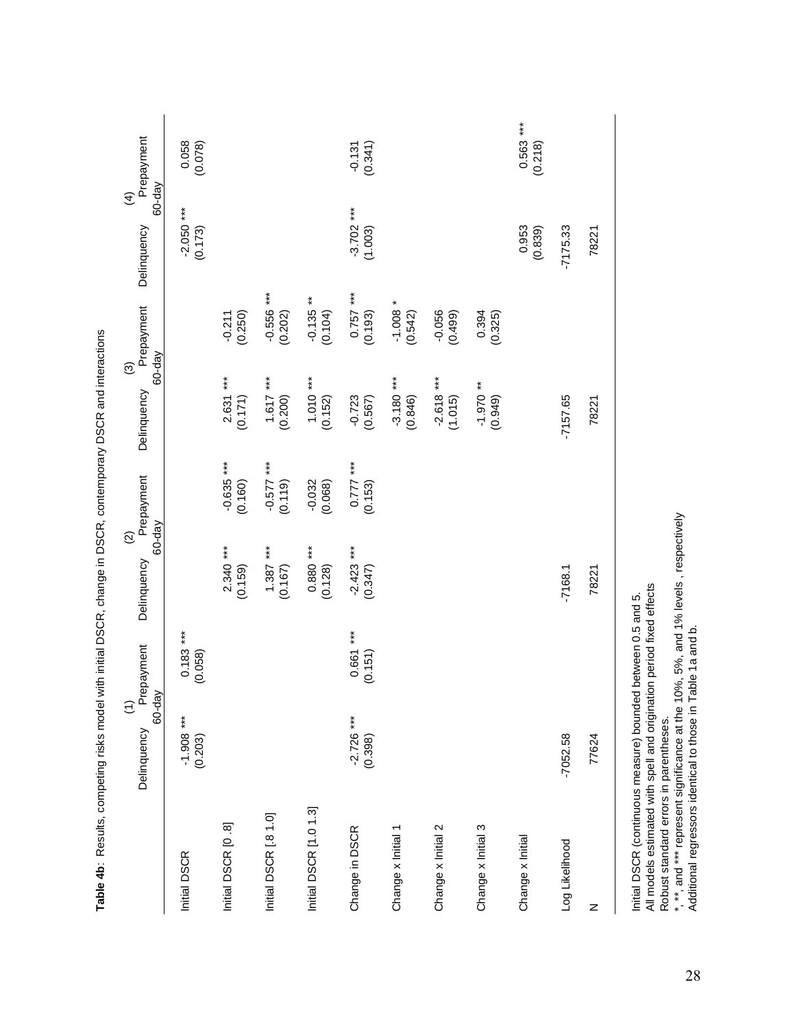**Table 4b**: Results, competing risks model with initial DSCR, change in DSCR, contemporary DSCR and interactions

| | (1) | | (2) | | (3) | | (4) | |
|---|---|---|---|---|---|---|---|---|
| | Delinquency | Prepayment | Delinquency | Prepayment | Delinquency | Prepayment | Delinquency | Prepayment |
| | 60-day | | 60-day | | 60-day | | 60-day | |
| Initial DSCR | -1.908 *** | 0.183 *** | | | | | -2.050 *** | 0.058 |
| | (0.203) | (0.058) | | | | | (0.173) | (0.078) |
| Initial DSCR [0 .8] | | | 2.340 *** | -0.635 *** | 2.631 *** | -0.211 | | |
| | | | (0.159) | (0.160) | (0.171) | (0.250) | | |
| Initial DSCR [.8 1.0] | | | 1.387 *** | -0.577 *** | 1.617 *** | -0.556 *** | | |
| | | | (0.167) | (0.119) | (0.200) | (0.202) | | |
| Initial DSCR [1.0 1.3] | | | 0.880 *** | -0.032 | 1.010 *** | -0.135 ** | | |
| | | | (0.128) | (0.068) | (0.152) | (0.104) | | |
| Change in DSCR | -2.726 *** | 0.661 *** | -2.423 *** | 0.777 *** | -0.723 | 0.757 *** | -3.702 *** | -0.131 |
| | (0.398) | (0.151) | (0.347) | (0.153) | (0.567) | (0.193) | (1.003) | (0.341) |
| Change x Initial 1 | | | | | -3.180 *** | -1.008 * | | |
| | | | | | (0.846) | (0.542) | | |
| Change x Initial 2 | | | | | -2.618 *** | -0.056 | | |
| | | | | | (1.015) | (0.499) | | |
| Change x Initial 3 | | | | | -1.970 ** | 0.394 | | |
| | | | | | (0.949) | (0.325) | | |
| Change x Initial | | | | | | | 0.953 | 0.563 *** |
| | | | | | | | (0.839) | (0.218) |
| Log Likelihood | -7052.58 | | -7168.1 | | -7157.65 | | -7175.33 | |
| N | 77624 | | 78221 | | 78221 | | 78221 | |

Initial DSCR (continuous measure) bounded between 0.5 and 5.
All models estimated with spell and origination period fixed effects
Robust standard errors in parentheses.
*, **, and *** represent significance at the 10%, 5%, and 1% levels , respectively
Additional regressors identical to those in Table 1a and b.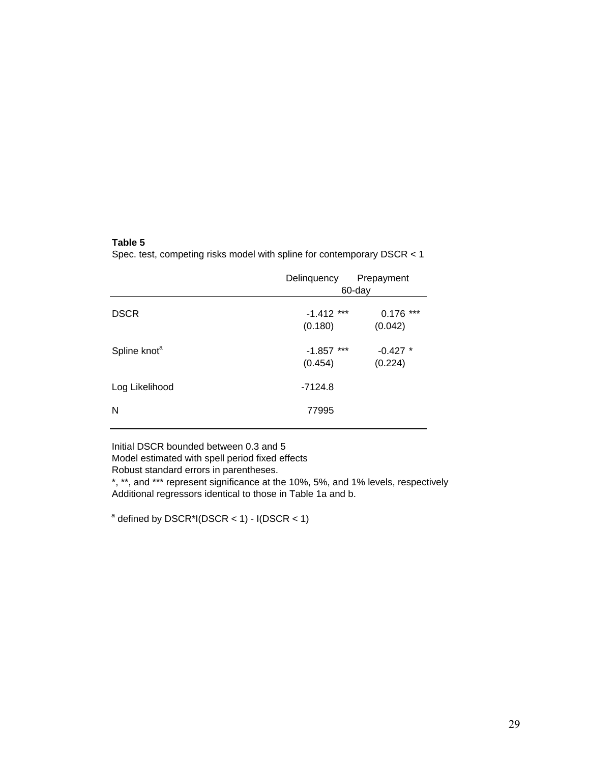**Table 5**

Spec. test, competing risks model with spline for contemporary DSCR < 1

| | Delinquency | Prepayment |
|---|---|---|
| | 60-day | |
| DSCR | -1.412 *** | 0.176 *** |
| | (0.180) | (0.042) |
| Spline knot[a] | -1.857 *** | -0.427 * |
| | (0.454) | (0.224) |
| Log Likelihood | -7124.8 | |
| N | 77995 | |

Initial DSCR bounded between 0.3 and 5
Model estimated with spell period fixed effects
Robust standard errors in parentheses.
*, **, and *** represent significance at the 10%, 5%, and 1% levels, respectively
Additional regressors identical to those in Table 1a and b.

[a] defined by DSCR*I(DSCR < 1) - I(DSCR < 1)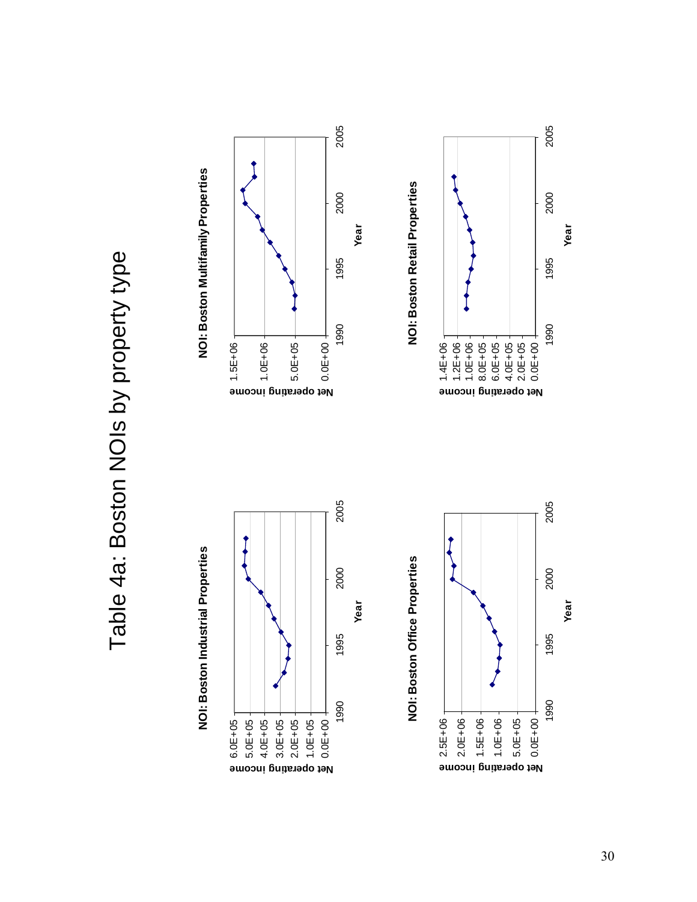# Table 4a: Boston NOIs by property type

**NOI: Boston Industrial Properties**

**NOI: Boston Multifamily Properties**

**NOI: Boston Office Properties**

**NOI: Boston Retail Properties**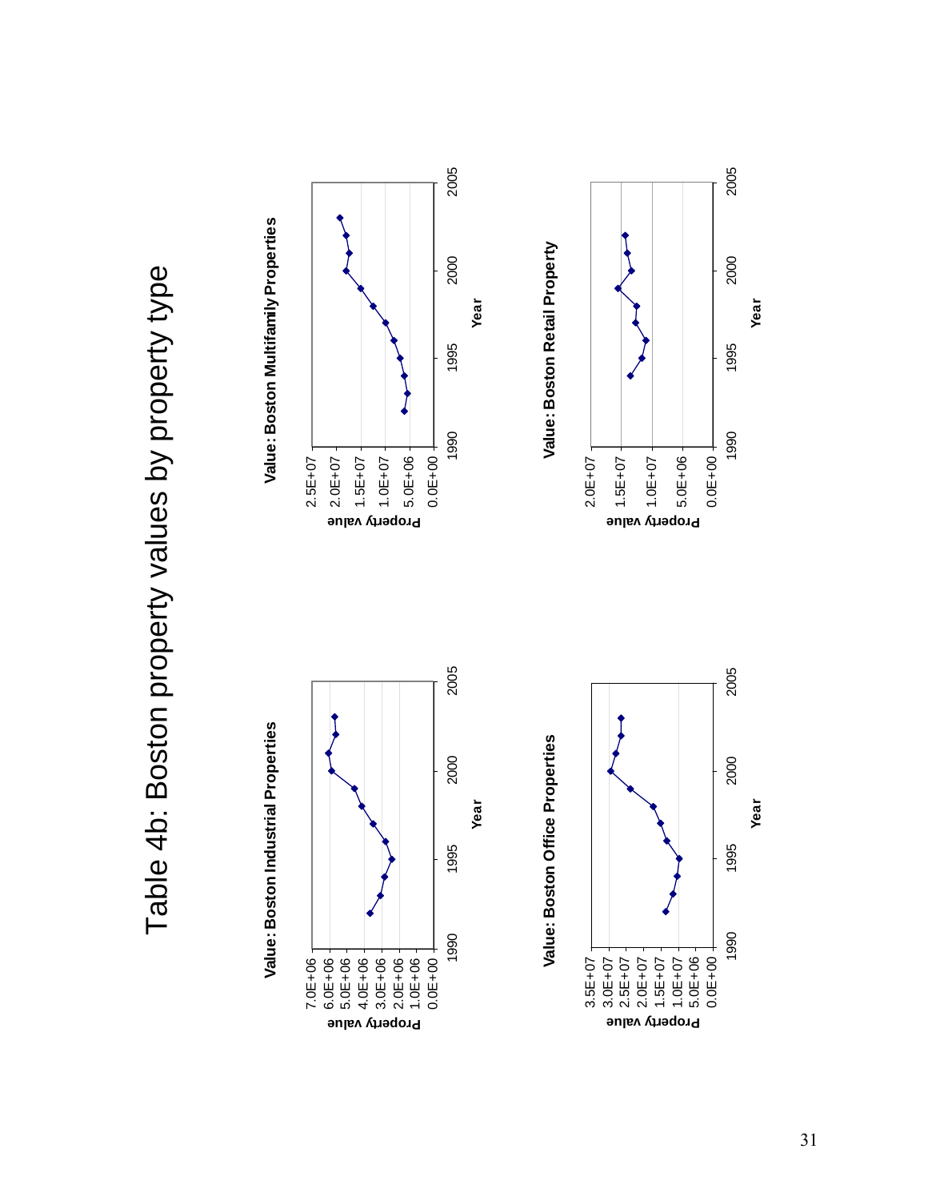# Table 4b: Boston property values by property type

**Value: Boston Industrial Properties**

Property value

7.0E+06, 6.0E+06, 5.0E+06, 4.0E+06, 3.0E+06, 2.0E+06, 1.0E+06, 0.0E+00

1990, 1995, 2000, 2005

Year

**Value: Boston Multifamily Properties**

Property value

2.5E+07, 2.0E+07, 1.5E+07, 1.0E+07, 5.0E+06, 0.0E+00

1990, 1995, 2000, 2005

Year

**Value: Boston Office Properties**

Property value

3.5E+07, 3.0E+07, 2.5E+07, 2.0E+07, 1.5E+07, 1.0E+07, 5.0E+06, 0.0E+00

1990, 1995, 2000, 2005

Year

**Value: Boston Retail Property**

Property value

2.0E+07, 1.5E+07, 1.0E+07, 5.0E+06, 0.0E+00

1990, 1995, 2000, 2005

Year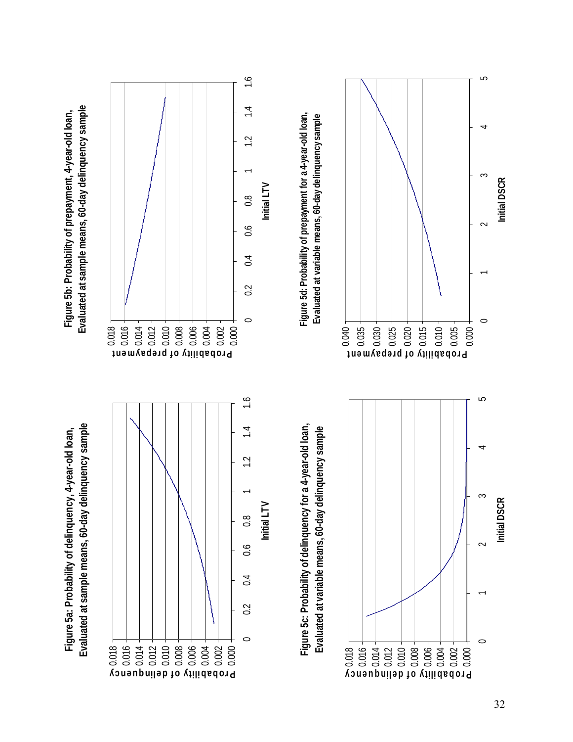**Figure 5a: Probability of delinquency, 4-year-old loan, Evaluated at sample means, 60-day delinquency sample**

**Figure 5b: Probability of prepayment, 4-year-old loan, Evaluated at sample means, 60-day delinquency sample**

**Figure 5c: Probability of delinquency for a 4-year-old loan, Evaluated at variable means, 60-day delinquency sample**

**Figure 5d: Probability of prepayment for a 4-year-old loan, Evaluated at variable means, 60-day delinquency sample**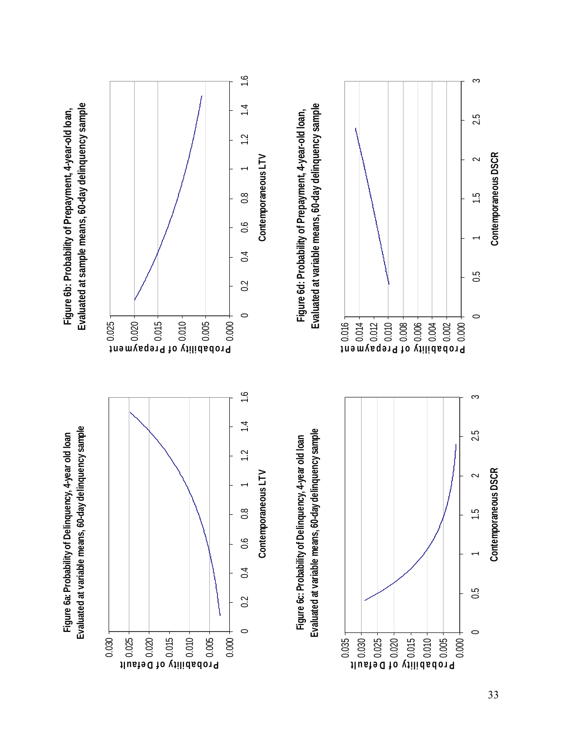**Figure 6a: Probability of Delinquency, 4-year old loan**
**Evaluated at variable means, 60-day delinquency sample**

Probability of Default (y-axis: 0.000–0.030); Contemporaneous LTV (x-axis: 0–1.6)

**Figure 6b: Probability of Prepayment, 4-year-old loan,**
**Evaluated at sample means, 60-day delinquency sample**

Probability of Prepayment (y-axis: 0.000–0.025); Contemporaneous LTV (x-axis: 0–1.6)

**Figure 6c: Probability of Delinquency, 4-year old loan**
**Evaluated at variable means, 60-day delinquency sample**

Probability of Default (y-axis: 0.000–0.035); Contemporaneous DSCR (x-axis: 0–3)

**Figure 6d: Probability of Prepayment, 4-year-old loan,**
**Evaluated at variable means, 60-day delinquency sample**

Probability of Prepayment (y-axis: 0.000–0.016); Contemporaneous DSCR (x-axis: 0–3)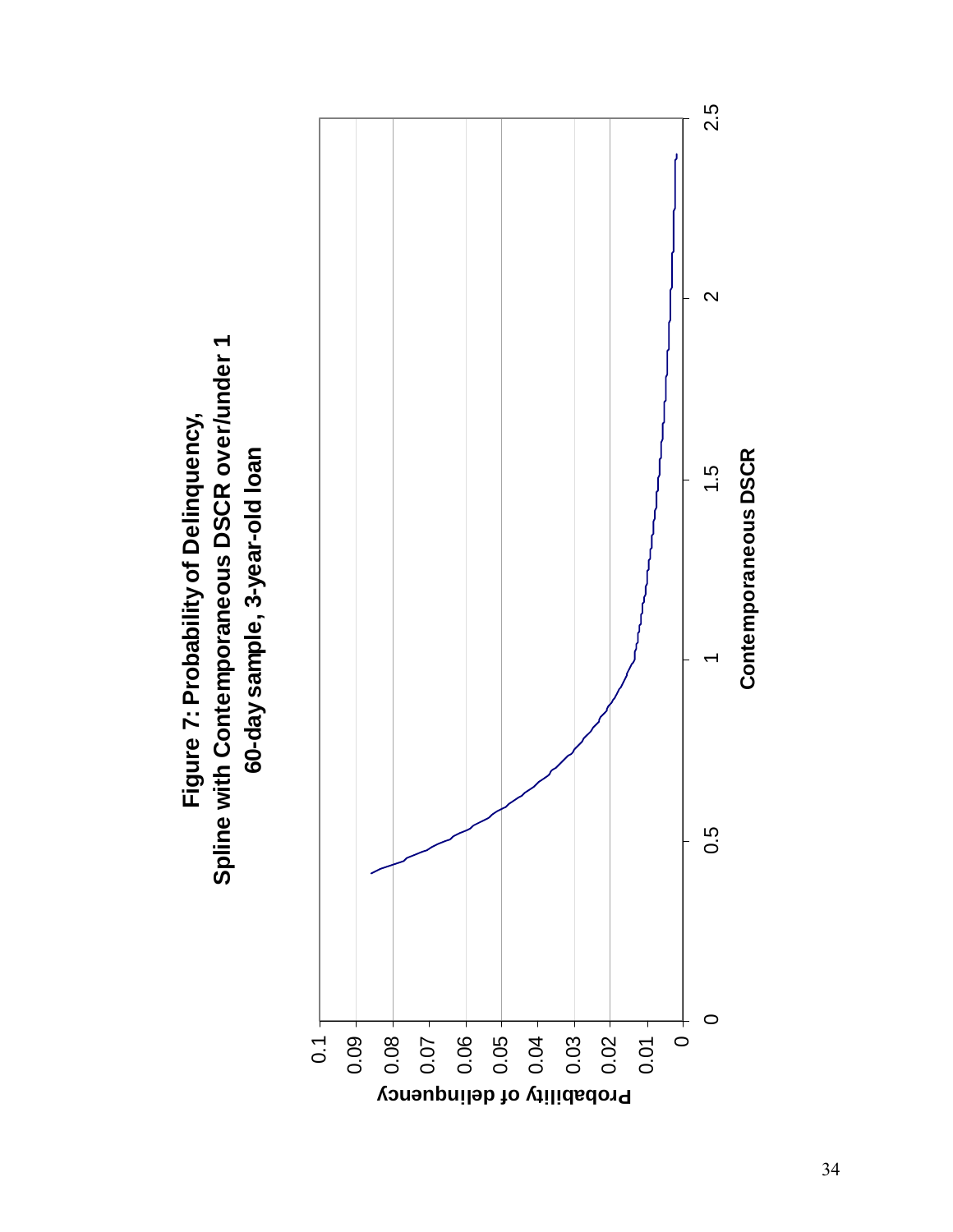**Figure 7: Probability of Delinquency,**
**Spline with Contemporaneous DSCR over/under 1**
**60-day sample, 3-year-old loan**

Probability of delinquency

0.1
0.09
0.08
0.07
0.06
0.05
0.04
0.03
0.02
0.01
0

0 0.5 1 1.5 2 2.5

Contemporaneous DSCR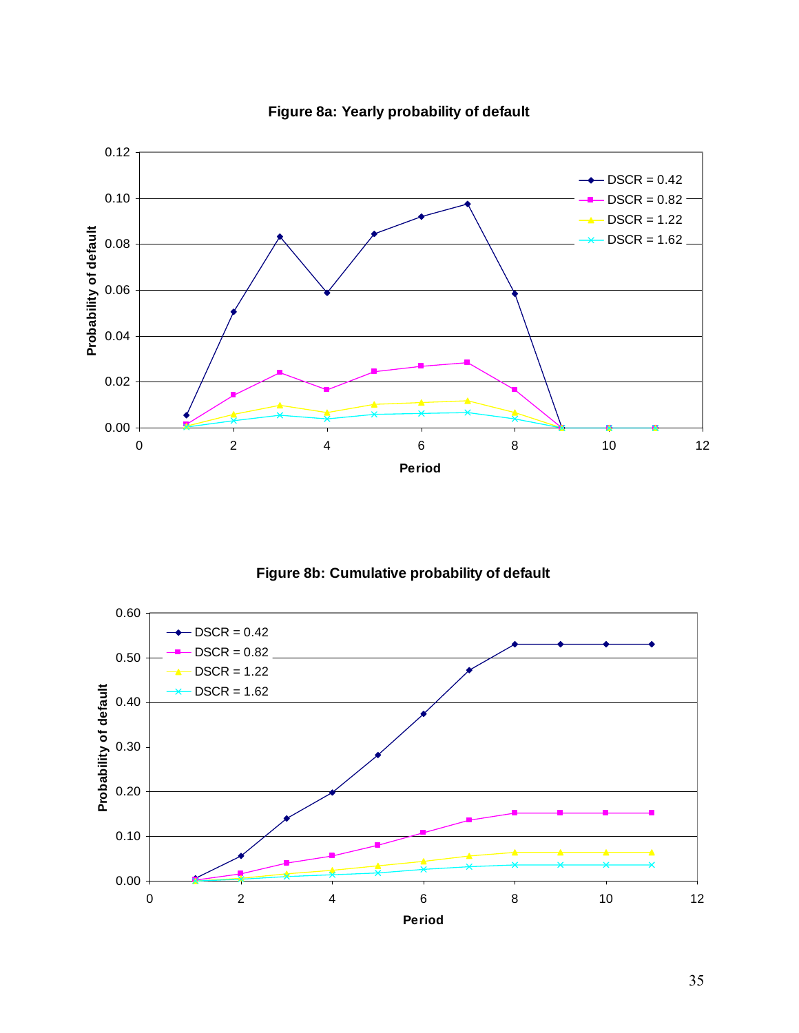**Figure 8a: Yearly probability of default**

0.12
0.10
0.08
0.06
0.04
0.02
0.00

0 2 4 6 8 10 12

Probability of default

Period

DSCR = 0.42
DSCR = 0.82
DSCR = 1.22
DSCR = 1.62

**Figure 8b: Cumulative probability of default**

0.60
0.50
0.40
0.30
0.20
0.10
0.00

0 2 4 6 8 10 12

Probability of default

Period

DSCR = 0.42
DSCR = 0.82
DSCR = 1.22
DSCR = 1.62